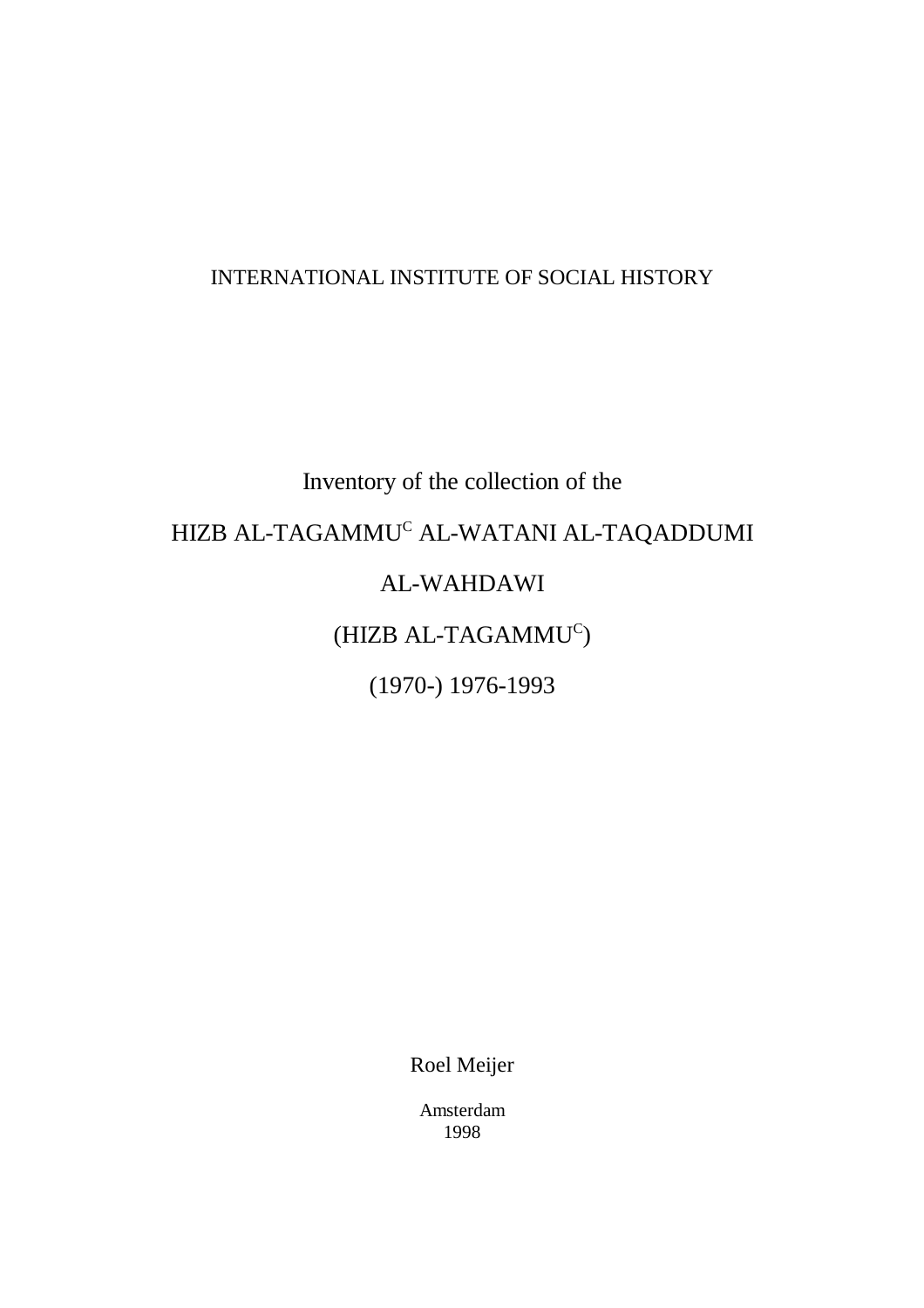INTERNATIONAL INSTITUTE OF SOCIAL HISTORY

# Inventory of the collection of the

# HIZB AL-TAGAMMU[C] AL-WATANI AL-TAQADDUMI AL-WAHDAWI

# (HIZB AL-TAGAMMU[C])

# (1970-) 1976-1993

Roel Meijer

Amsterdam
1998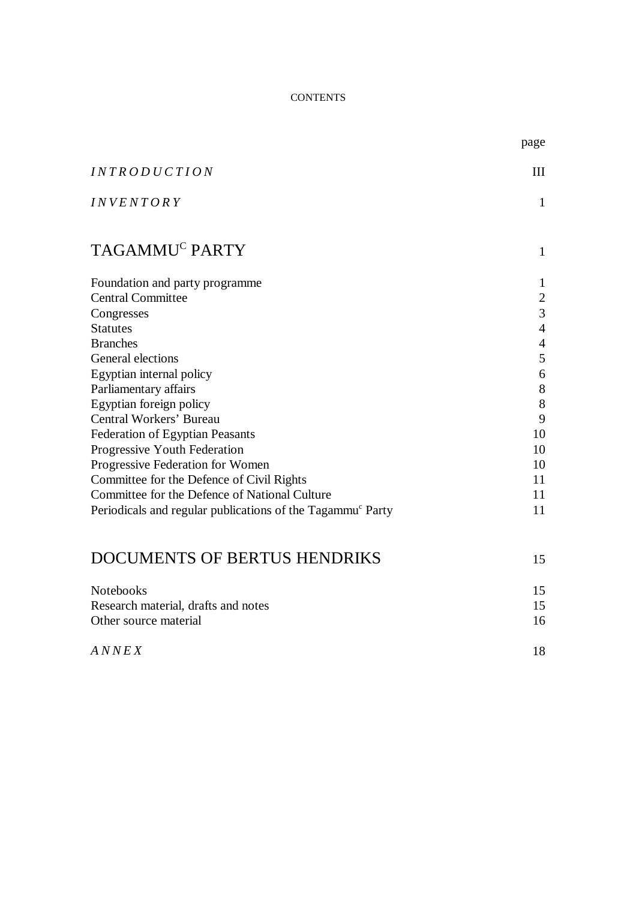CONTENTS

| | page |
|---|---|
| *INTRODUCTION* | III |
| *INVENTORY* | 1 |
| **TAGAMMU[C] PARTY** | 1 |
| Foundation and party programme | 1 |
| Central Committee | 2 |
| Congresses | 3 |
| Statutes | 4 |
| Branches | 4 |
| General elections | 5 |
| Egyptian internal policy | 6 |
| Parliamentary affairs | 8 |
| Egyptian foreign policy | 8 |
| Central Workers’ Bureau | 9 |
| Federation of Egyptian Peasants | 10 |
| Progressive Youth Federation | 10 |
| Progressive Federation for Women | 10 |
| Committee for the Defence of Civil Rights | 11 |
| Committee for the Defence of National Culture | 11 |
| Periodicals and regular publications of the Tagammu[c] Party | 11 |
| **DOCUMENTS OF BERTUS HENDRIKS** | 15 |
| Notebooks | 15 |
| Research material, drafts and notes | 15 |
| Other source material | 16 |
| *ANNEX* | 18 |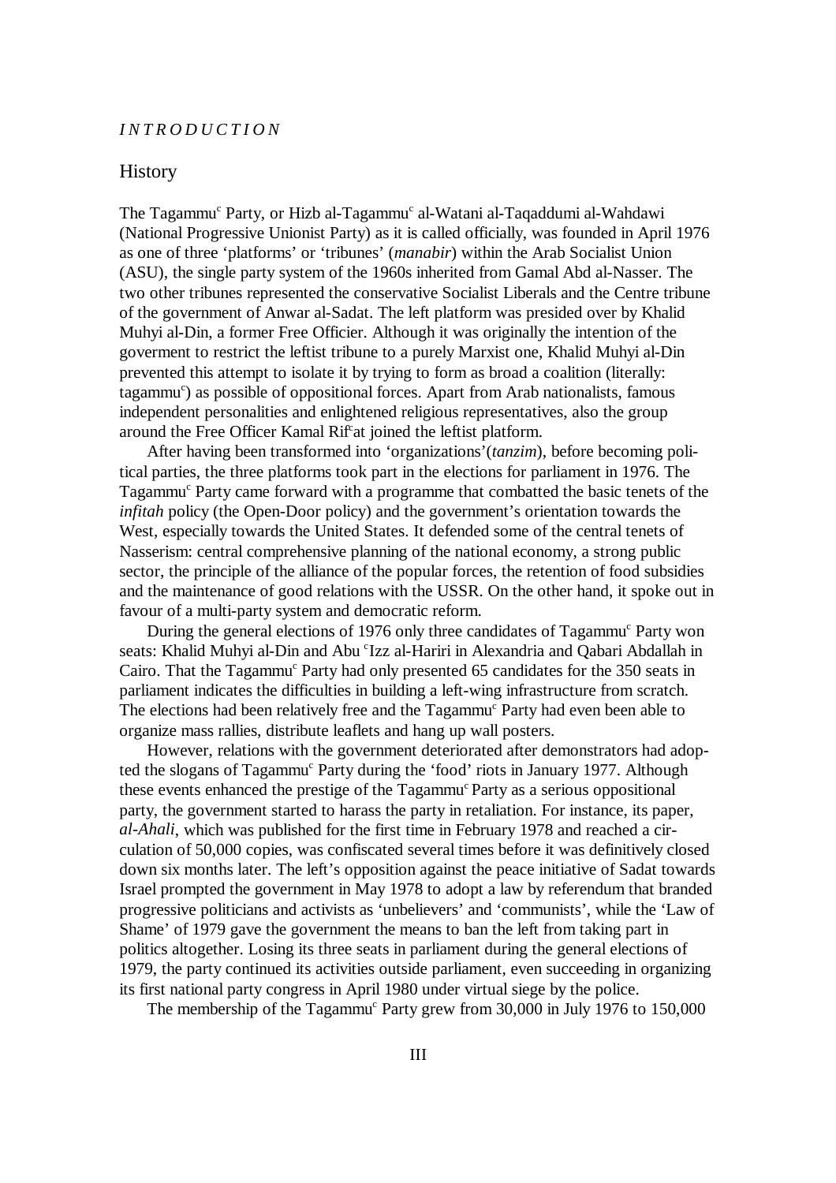*INTRODUCTION*

## History

The Tagammuʿ Party, or Hizb al-Tagammuʿ al-Watani al-Taqaddumi al-Wahdawi (National Progressive Unionist Party) as it is called officially, was founded in April 1976 as one of three 'platforms' or 'tribunes' (*manabir*) within the Arab Socialist Union (ASU), the single party system of the 1960s inherited from Gamal Abd al-Nasser. The two other tribunes represented the conservative Socialist Liberals and the Centre tribune of the government of Anwar al-Sadat. The left platform was presided over by Khalid Muhyi al-Din, a former Free Officier. Although it was originally the intention of the goverment to restrict the leftist tribune to a purely Marxist one, Khalid Muhyi al-Din prevented this attempt to isolate it by trying to form as broad a coalition (literally: tagammuʿ) as possible of oppositional forces. Apart from Arab nationalists, famous independent personalities and enlightened religious representatives, also the group around the Free Officer Kamal Rifʿat joined the leftist platform.

After having been transformed into 'organizations'(*tanzim*), before becoming political parties, the three platforms took part in the elections for parliament in 1976. The Tagammuʿ Party came forward with a programme that combatted the basic tenets of the *infitah* policy (the Open-Door policy) and the government's orientation towards the West, especially towards the United States. It defended some of the central tenets of Nasserism: central comprehensive planning of the national economy, a strong public sector, the principle of the alliance of the popular forces, the retention of food subsidies and the maintenance of good relations with the USSR. On the other hand, it spoke out in favour of a multi-party system and democratic reform.

During the general elections of 1976 only three candidates of Tagammuʿ Party won seats: Khalid Muhyi al-Din and Abu ʿIzz al-Hariri in Alexandria and Qabari Abdallah in Cairo. That the Tagammuʿ Party had only presented 65 candidates for the 350 seats in parliament indicates the difficulties in building a left-wing infrastructure from scratch. The elections had been relatively free and the Tagammuʿ Party had even been able to organize mass rallies, distribute leaflets and hang up wall posters.

However, relations with the government deteriorated after demonstrators had adopted the slogans of Tagammuʿ Party during the 'food' riots in January 1977. Although these events enhanced the prestige of the Tagammuʿ Party as a serious oppositional party, the government started to harass the party in retaliation. For instance, its paper, *al-Ahali*, which was published for the first time in February 1978 and reached a circulation of 50,000 copies, was confiscated several times before it was definitively closed down six months later. The left's opposition against the peace initiative of Sadat towards Israel prompted the government in May 1978 to adopt a law by referendum that branded progressive politicians and activists as 'unbelievers' and 'communists', while the 'Law of Shame' of 1979 gave the government the means to ban the left from taking part in politics altogether. Losing its three seats in parliament during the general elections of 1979, the party continued its activities outside parliament, even succeeding in organizing its first national party congress in April 1980 under virtual siege by the police.

The membership of the Tagammuʿ Party grew from 30,000 in July 1976 to 150,000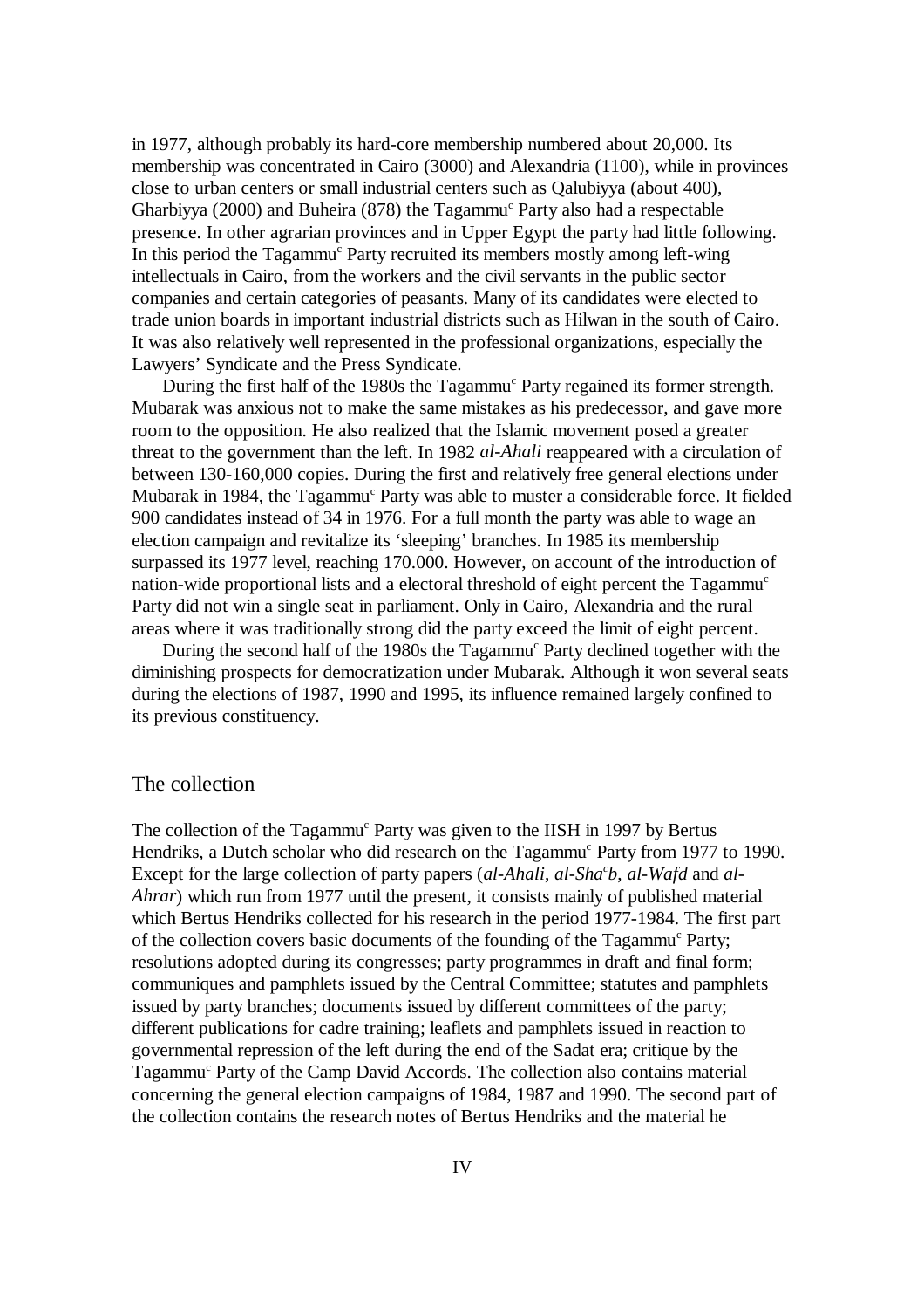in 1977, although probably its hard-core membership numbered about 20,000. Its membership was concentrated in Cairo (3000) and Alexandria (1100), while in provinces close to urban centers or small industrial centers such as Qalubiyya (about 400), Gharbiyya (2000) and Buheira (878) the Tagammu$^{c}$ Party also had a respectable presence. In other agrarian provinces and in Upper Egypt the party had little following. In this period the Tagammu$^{c}$ Party recruited its members mostly among left-wing intellectuals in Cairo, from the workers and the civil servants in the public sector companies and certain categories of peasants. Many of its candidates were elected to trade union boards in important industrial districts such as Hilwan in the south of Cairo. It was also relatively well represented in the professional organizations, especially the Lawyers' Syndicate and the Press Syndicate.

During the first half of the 1980s the Tagammu$^{c}$ Party regained its former strength. Mubarak was anxious not to make the same mistakes as his predecessor, and gave more room to the opposition. He also realized that the Islamic movement posed a greater threat to the government than the left. In 1982 *al-Ahali* reappeared with a circulation of between 130-160,000 copies. During the first and relatively free general elections under Mubarak in 1984, the Tagammu$^{c}$ Party was able to muster a considerable force. It fielded 900 candidates instead of 34 in 1976. For a full month the party was able to wage an election campaign and revitalize its 'sleeping' branches. In 1985 its membership surpassed its 1977 level, reaching 170.000. However, on account of the introduction of nation-wide proportional lists and a electoral threshold of eight percent the Tagammu$^{c}$ Party did not win a single seat in parliament. Only in Cairo, Alexandria and the rural areas where it was traditionally strong did the party exceed the limit of eight percent.

During the second half of the 1980s the Tagammu$^{c}$ Party declined together with the diminishing prospects for democratization under Mubarak. Although it won several seats during the elections of 1987, 1990 and 1995, its influence remained largely confined to its previous constituency.

## The collection

The collection of the Tagammu$^{c}$ Party was given to the IISH in 1997 by Bertus Hendriks, a Dutch scholar who did research on the Tagammu$^{c}$ Party from 1977 to 1990. Except for the large collection of party papers (*al-Ahali*, *al-Sha$^{c}$b*, *al-Wafd* and *al-Ahrar*) which run from 1977 until the present, it consists mainly of published material which Bertus Hendriks collected for his research in the period 1977-1984. The first part of the collection covers basic documents of the founding of the Tagammu$^{c}$ Party; resolutions adopted during its congresses; party programmes in draft and final form; communiques and pamphlets issued by the Central Committee; statutes and pamphlets issued by party branches; documents issued by different committees of the party; different publications for cadre training; leaflets and pamphlets issued in reaction to governmental repression of the left during the end of the Sadat era; critique by the Tagammu$^{c}$ Party of the Camp David Accords. The collection also contains material concerning the general election campaigns of 1984, 1987 and 1990. The second part of the collection contains the research notes of Bertus Hendriks and the material he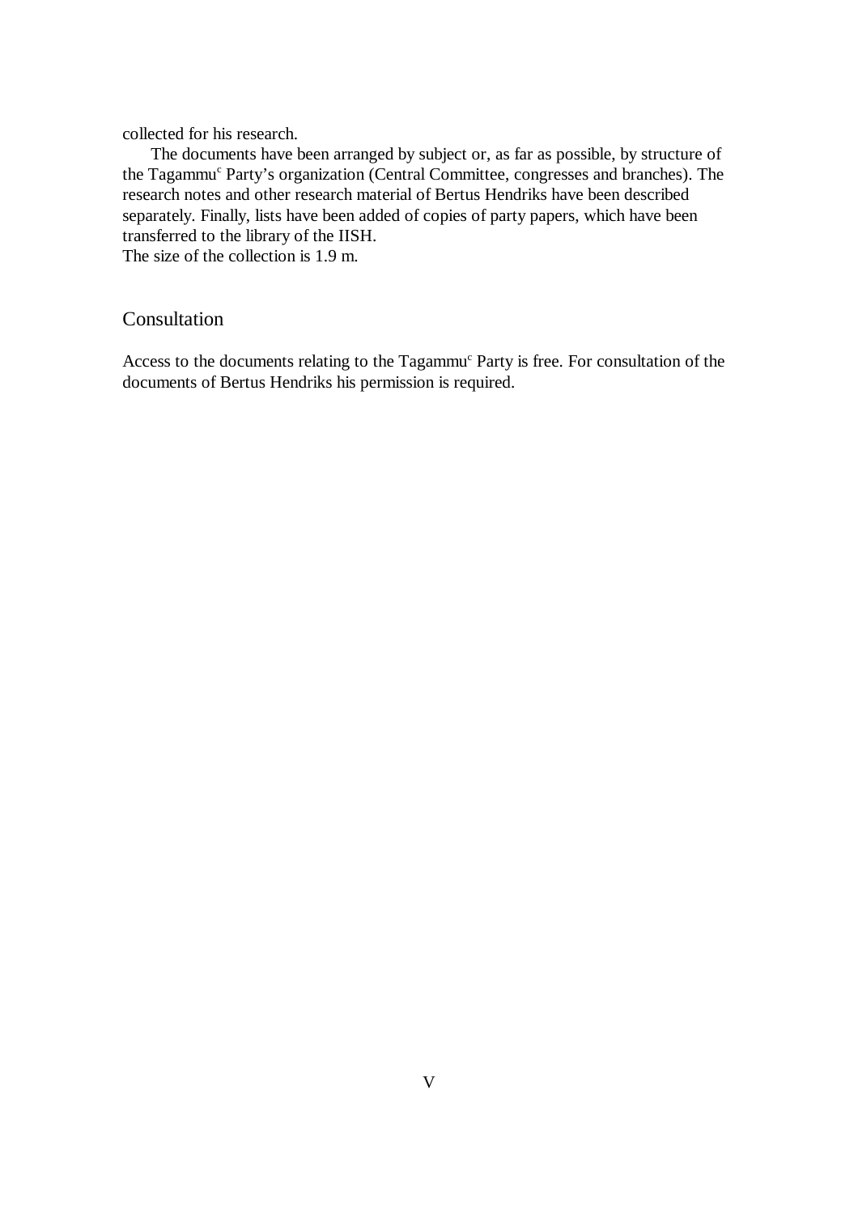collected for his research.

The documents have been arranged by subject or, as far as possible, by structure of the Tagammu[c] Party's organization (Central Committee, congresses and branches). The research notes and other research material of Bertus Hendriks have been described separately. Finally, lists have been added of copies of party papers, which have been transferred to the library of the IISH.
The size of the collection is 1.9 m.

## Consultation

Access to the documents relating to the Tagammu[c] Party is free. For consultation of the documents of Bertus Hendriks his permission is required.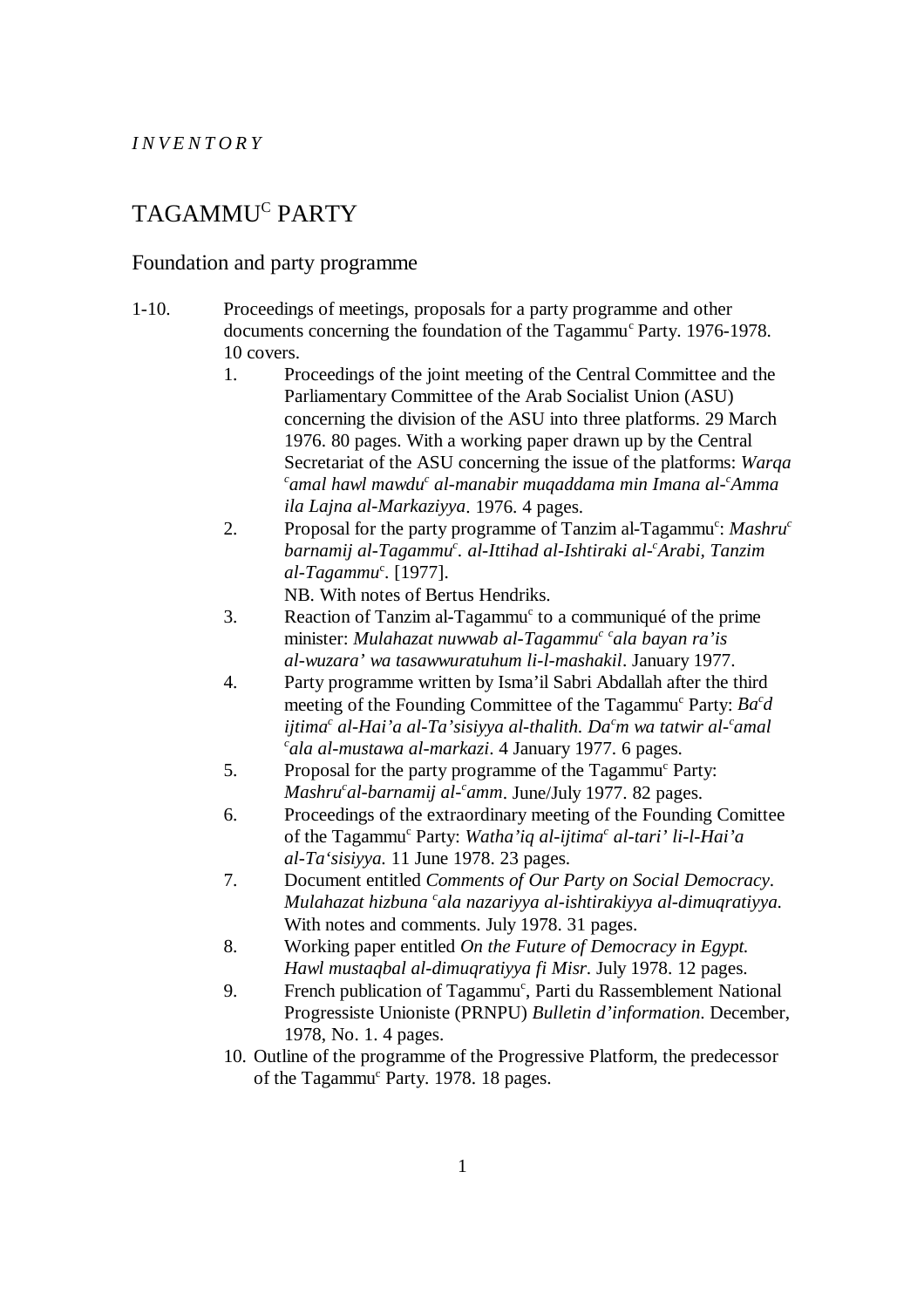*INVENTORY*

# TAGAMMU[C] PARTY

## Foundation and party programme

1-10. Proceedings of meetings, proposals for a party programme and other documents concerning the foundation of the Tagammu[c] Party. 1976-1978. 10 covers.

1. Proceedings of the joint meeting of the Central Committee and the Parliamentary Committee of the Arab Socialist Union (ASU) concerning the division of the ASU into three platforms. 29 March 1976. 80 pages. With a working paper drawn up by the Central Secretariat of the ASU concerning the issue of the platforms: *Warqa [c]amal hawl mawdu[c] al-manabir muqaddama min Imana al-[c]Amma ila Lajna al-Markaziyya*. 1976. 4 pages.
2. Proposal for the party programme of Tanzim al-Tagammu[c]: *Mashru[c] barnamij al-Tagammu[c]. al-Ittihad al-Ishtiraki al-[c]Arabi, Tanzim al-Tagammu[c]*. [1977].
   NB. With notes of Bertus Hendriks.
3. Reaction of Tanzim al-Tagammu[c] to a communiqué of the prime minister: *Mulahazat nuwwab al-Tagammu[c] [c]ala bayan ra'is al-wuzara' wa tasawwuratuhum li-l-mashakil*. January 1977.
4. Party programme written by Isma'il Sabri Abdallah after the third meeting of the Founding Committee of the Tagammu[c] Party: *Ba[c]d ijtima[c] al-Hai'a al-Ta'sisiyya al-thalith. Da[c]m wa tatwir al-[c]amal [c]ala al-mustawa al-markazi*. 4 January 1977. 6 pages.
5. Proposal for the party programme of the Tagammu[c] Party: *Mashru[c]al-barnamij al-[c]amm*. June/July 1977. 82 pages.
6. Proceedings of the extraordinary meeting of the Founding Comittee of the Tagammu[c] Party: *Watha'iq al-ijtima[c] al-tari' li-l-Hai'a al-Ta'sisiyya.* 11 June 1978. 23 pages.
7. Document entitled *Comments of Our Party on Social Democracy. Mulahazat hizbuna [c]ala nazariyya al-ishtirakiyya al-dimuqratiyya.* With notes and comments. July 1978. 31 pages.
8. Working paper entitled *On the Future of Democracy in Egypt. Hawl mustaqbal al-dimuqratiyya fi Misr.* July 1978. 12 pages.
9. French publication of Tagammu[c], Parti du Rassemblement National Progressiste Unioniste (PRNPU) *Bulletin d'information*. December, 1978, No. 1. 4 pages.
10. Outline of the programme of the Progressive Platform, the predecessor of the Tagammu[c] Party. 1978. 18 pages.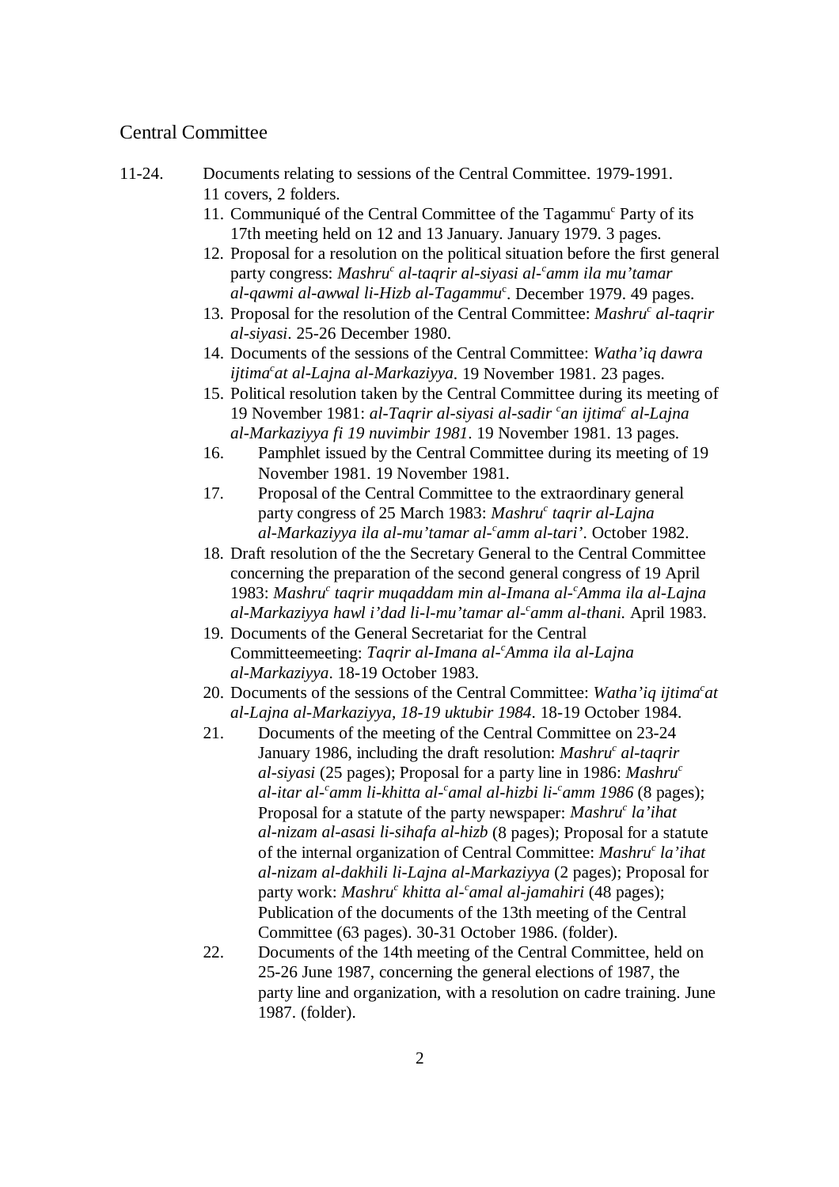## Central Committee

11-24. Documents relating to sessions of the Central Committee. 1979-1991.
11 covers, 2 folders.

11. Communiqué of the Central Committee of the Tagammu[c] Party of its 17th meeting held on 12 and 13 January. January 1979. 3 pages.
12. Proposal for a resolution on the political situation before the first general party congress: *Mashru[c] al-taqrir al-siyasi al-[c]amm ila mu'tamar al-qawmi al-awwal li-Hizb al-Tagammu[c]*. December 1979. 49 pages.
13. Proposal for the resolution of the Central Committee: *Mashru[c] al-taqrir al-siyasi*. 25-26 December 1980.
14. Documents of the sessions of the Central Committee: *Watha'iq dawra ijtima[c]at al-Lajna al-Markaziyya*. 19 November 1981. 23 pages.
15. Political resolution taken by the Central Committee during its meeting of 19 November 1981: *al-Taqrir al-siyasi al-sadir [c]an ijtima[c] al-Lajna al-Markaziyya fi 19 nuvimbir 1981*. 19 November 1981. 13 pages.
16. Pamphlet issued by the Central Committee during its meeting of 19 November 1981. 19 November 1981.
17. Proposal of the Central Committee to the extraordinary general party congress of 25 March 1983: *Mashru[c] taqrir al-Lajna al-Markaziyya ila al-mu'tamar al-[c]amm al-tari'*. October 1982.
18. Draft resolution of the the Secretary General to the Central Committee concerning the preparation of the second general congress of 19 April 1983: *Mashru[c] taqrir muqaddam min al-Imana al-[c]Amma ila al-Lajna al-Markaziyya hawl i'dad li-l-mu'tamar al-[c]amm al-thani.* April 1983.
19. Documents of the General Secretariat for the Central Committeemeeting: *Taqrir al-Imana al-[c]Amma ila al-Lajna al-Markaziyya*. 18-19 October 1983.
20. Documents of the sessions of the Central Committee: *Watha'iq ijtima[c]at al-Lajna al-Markaziyya, 18-19 uktubir 1984*. 18-19 October 1984.
21. Documents of the meeting of the Central Committee on 23-24 January 1986, including the draft resolution: *Mashru[c] al-taqrir al-siyasi* (25 pages); Proposal for a party line in 1986: *Mashru[c] al-itar al-[c]amm li-khitta al-[c]amal al-hizbi li-[c]amm 1986* (8 pages); Proposal for a statute of the party newspaper: *Mashru[c] la'ihat al-nizam al-asasi li-sihafa al-hizb* (8 pages); Proposal for a statute of the internal organization of Central Committee: *Mashru[c] la'ihat al-nizam al-dakhili li-Lajna al-Markaziyya* (2 pages); Proposal for party work: *Mashru[c] khitta al-[c]amal al-jamahiri* (48 pages); Publication of the documents of the 13th meeting of the Central Committee (63 pages). 30-31 October 1986. (folder).
22. Documents of the 14th meeting of the Central Committee, held on 25-26 June 1987, concerning the general elections of 1987, the party line and organization, with a resolution on cadre training. June 1987. (folder).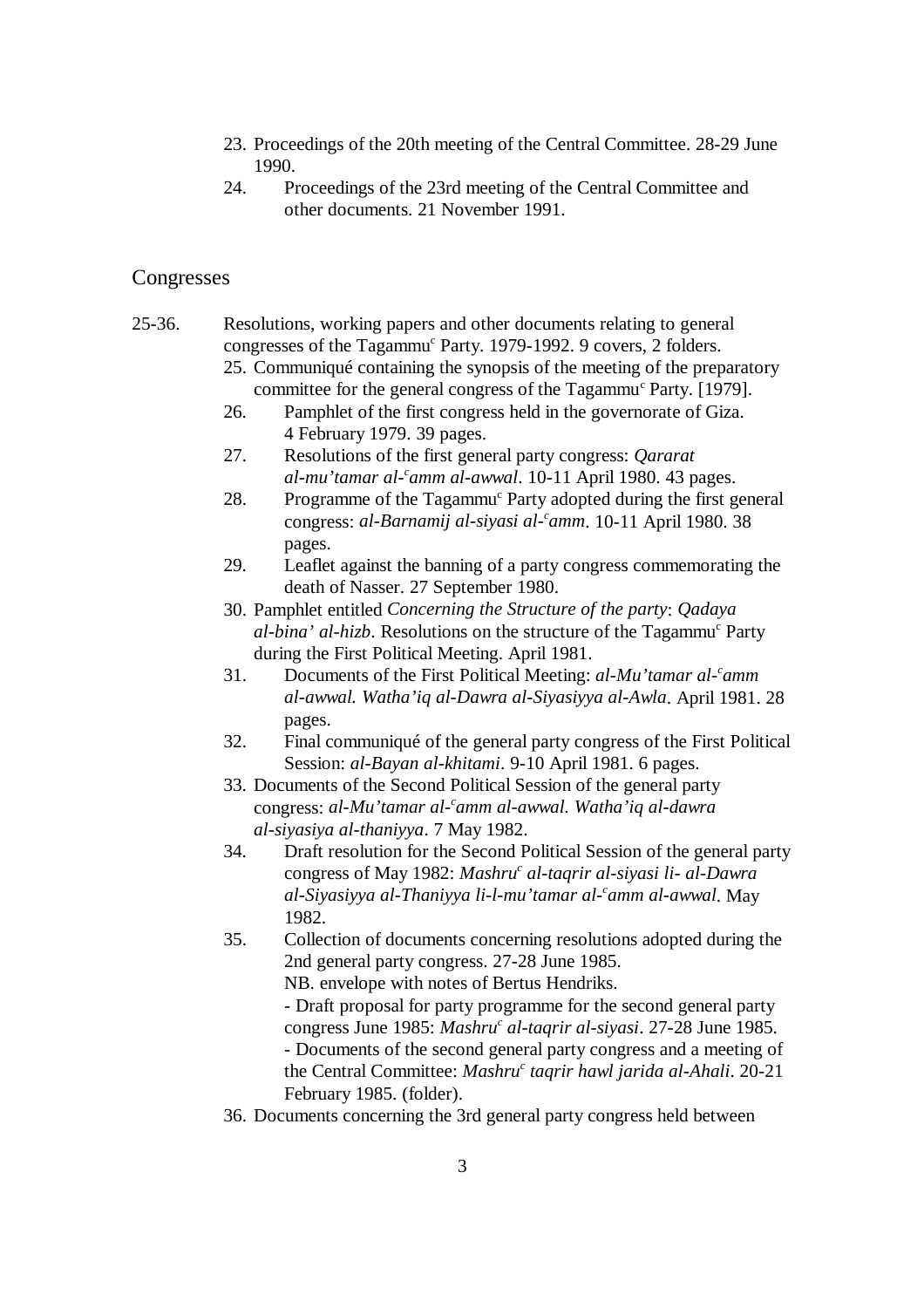23. Proceedings of the 20th meeting of the Central Committee. 28-29 June 1990.
24. Proceedings of the 23rd meeting of the Central Committee and other documents. 21 November 1991.

## Congresses

25-36. Resolutions, working papers and other documents relating to general congresses of the Tagammu[c] Party. 1979-1992. 9 covers, 2 folders.

25. Communiqué containing the synopsis of the meeting of the preparatory committee for the general congress of the Tagammu[c] Party. [1979].
26. Pamphlet of the first congress held in the governorate of Giza. 4 February 1979. 39 pages.
27. Resolutions of the first general party congress: *Qararat al-mu'tamar al-[c]amm al-awwal*. 10-11 April 1980. 43 pages.
28. Programme of the Tagammu[c] Party adopted during the first general congress: *al-Barnamij al-siyasi al-[c]amm*. 10-11 April 1980. 38 pages.
29. Leaflet against the banning of a party congress commemorating the death of Nasser. 27 September 1980.
30. Pamphlet entitled *Concerning the Structure of the party*: *Qadaya al-bina' al-hizb*. Resolutions on the structure of the Tagammu[c] Party during the First Political Meeting. April 1981.
31. Documents of the First Political Meeting: *al-Mu'tamar al-[c]amm al-awwal. Watha'iq al-Dawra al-Siyasiyya al-Awla*. April 1981. 28 pages.
32. Final communiqué of the general party congress of the First Political Session: *al-Bayan al-khitami*. 9-10 April 1981. 6 pages.
33. Documents of the Second Political Session of the general party congress: *al-Mu'tamar al-[c]amm al-awwal. Watha'iq al-dawra al-siyasiya al-thaniyya*. 7 May 1982.
34. Draft resolution for the Second Political Session of the general party congress of May 1982: *Mashru[c] al-taqrir al-siyasi li- al-Dawra al-Siyasiyya al-Thaniyya li-l-mu'tamar al-[c]amm al-awwal*. May 1982.
35. Collection of documents concerning resolutions adopted during the 2nd general party congress. 27-28 June 1985.
    NB. envelope with notes of Bertus Hendriks.
    - Draft proposal for party programme for the second general party congress June 1985: *Mashru[c] al-taqrir al-siyasi*. 27-28 June 1985.
    - Documents of the second general party congress and a meeting of the Central Committee: *Mashru[c] taqrir hawl jarida al-Ahali*. 20-21 February 1985. (folder).
36. Documents concerning the 3rd general party congress held between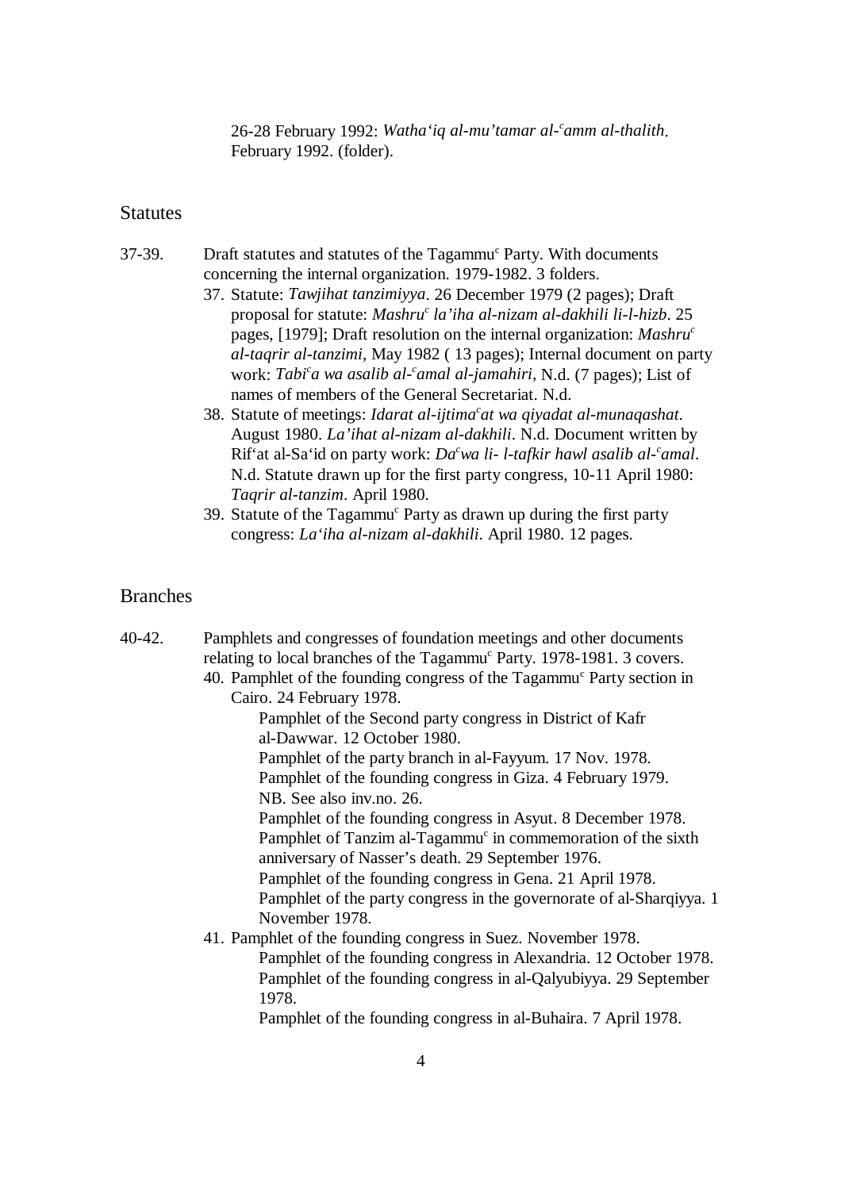26-28 February 1992: *Watha'iq al-mu'tamar al-ᶜamm al-thalith*. February 1992. (folder).

## Statutes

37-39. Draft statutes and statutes of the Tagammuᶜ Party. With documents concerning the internal organization. 1979-1982. 3 folders.

37. Statute: *Tawjihat tanzimiyya*. 26 December 1979 (2 pages); Draft proposal for statute: *Mashruᶜ la'iha al-nizam al-dakhili li-l-hizb*. 25 pages, [1979]; Draft resolution on the internal organization: *Mashruᶜ al-taqrir al-tanzimi*, May 1982 ( 13 pages); Internal document on party work: *Tabiᶜa wa asalib al-ᶜamal al-jamahiri*, N.d. (7 pages); List of names of members of the General Secretariat. N.d.
38. Statute of meetings: *Idarat al-ijtimaᶜat wa qiyadat al-munaqashat*. August 1980. *La'ihat al-nizam al-dakhili*. N.d. Document written by Rif'at al-Sa'id on party work: *Daᶜwa li- l-tafkir hawl asalib al-ᶜamal*. N.d. Statute drawn up for the first party congress, 10-11 April 1980: *Taqrir al-tanzim*. April 1980.
39. Statute of the Tagammuᶜ Party as drawn up during the first party congress: *La'iha al-nizam al-dakhili*. April 1980. 12 pages.

## Branches

40-42. Pamphlets and congresses of foundation meetings and other documents relating to local branches of the Tagammuᶜ Party. 1978-1981. 3 covers.

40. Pamphlet of the founding congress of the Tagammuᶜ Party section in Cairo. 24 February 1978.
    Pamphlet of the Second party congress in District of Kafr al-Dawwar. 12 October 1980.
    Pamphlet of the party branch in al-Fayyum. 17 Nov. 1978.
    Pamphlet of the founding congress in Giza. 4 February 1979.
    NB. See also inv.no. 26.
    Pamphlet of the founding congress in Asyut. 8 December 1978.
    Pamphlet of Tanzim al-Tagammuᶜ in commemoration of the sixth anniversary of Nasser's death. 29 September 1976.
    Pamphlet of the founding congress in Gena. 21 April 1978.
    Pamphlet of the party congress in the governorate of al-Sharqiyya. 1 November 1978.
41. Pamphlet of the founding congress in Suez. November 1978.
    Pamphlet of the founding congress in Alexandria. 12 October 1978.
    Pamphlet of the founding congress in al-Qalyubiyya. 29 September 1978.
    Pamphlet of the founding congress in al-Buhaira. 7 April 1978.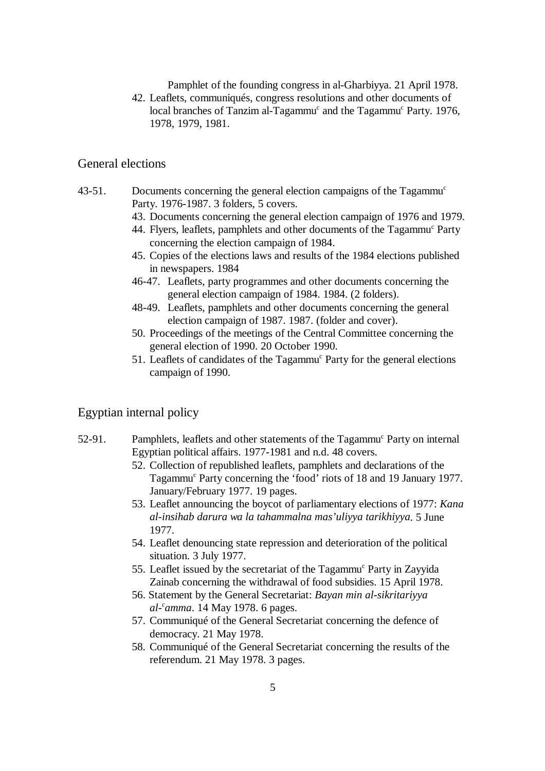Pamphlet of the founding congress in al-Gharbiyya. 21 April 1978.

42. Leaflets, communiqués, congress resolutions and other documents of local branches of Tanzim al-Tagammu[c] and the Tagammu[c] Party. 1976, 1978, 1979, 1981.

## General elections

43-51. Documents concerning the general election campaigns of the Tagammu[c] Party. 1976-1987. 3 folders, 5 covers.

43. Documents concerning the general election campaign of 1976 and 1979.
44. Flyers, leaflets, pamphlets and other documents of the Tagammu[c] Party concerning the election campaign of 1984.
45. Copies of the elections laws and results of the 1984 elections published in newspapers. 1984
46-47. Leaflets, party programmes and other documents concerning the general election campaign of 1984. 1984. (2 folders).
48-49. Leaflets, pamphlets and other documents concerning the general election campaign of 1987. 1987. (folder and cover).
50. Proceedings of the meetings of the Central Committee concerning the general election of 1990. 20 October 1990.
51. Leaflets of candidates of the Tagammu[c] Party for the general elections campaign of 1990.

## Egyptian internal policy

52-91. Pamphlets, leaflets and other statements of the Tagammu[c] Party on internal Egyptian political affairs. 1977-1981 and n.d. 48 covers.

52. Collection of republished leaflets, pamphlets and declarations of the Tagammu[c] Party concerning the 'food' riots of 18 and 19 January 1977. January/February 1977. 19 pages.
53. Leaflet announcing the boycot of parliamentary elections of 1977: *Kana al-insihab darura wa la tahammalna mas'uliyya tarikhiyya*. 5 June 1977.
54. Leaflet denouncing state repression and deterioration of the political situation. 3 July 1977.
55. Leaflet issued by the secretariat of the Tagammu[c] Party in Zayyida Zainab concerning the withdrawal of food subsidies. 15 April 1978.
56. Statement by the General Secretariat: *Bayan min al-sikritariyya al-[c]amma*. 14 May 1978. 6 pages.
57. Communiqué of the General Secretariat concerning the defence of democracy. 21 May 1978.
58. Communiqué of the General Secretariat concerning the results of the referendum. 21 May 1978. 3 pages.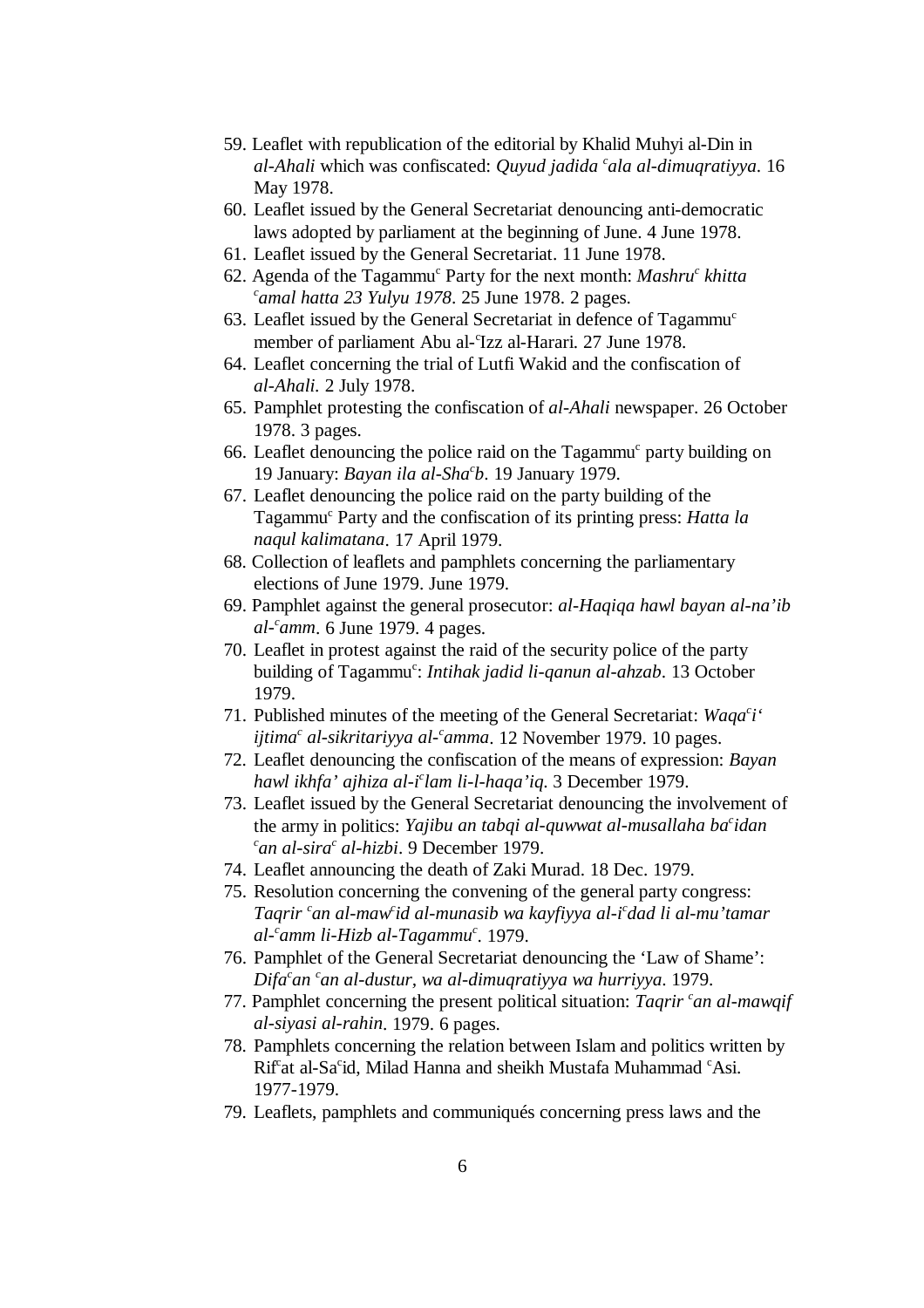59. Leaflet with republication of the editorial by Khalid Muhyi al-Din in *al-Ahali* which was confiscated: *Quyud jadida ͨala al-dimuqratiyya*. 16 May 1978.
60. Leaflet issued by the General Secretariat denouncing anti-democratic laws adopted by parliament at the beginning of June. 4 June 1978.
61. Leaflet issued by the General Secretariat. 11 June 1978.
62. Agenda of the Tagammuͨ Party for the next month: *Mashruͨ khitta ͨamal hatta 23 Yulyu 1978*. 25 June 1978. 2 pages.
63. Leaflet issued by the General Secretariat in defence of Tagammuͨ member of parliament Abu al-ͨIzz al-Harari. 27 June 1978.
64. Leaflet concerning the trial of Lutfi Wakid and the confiscation of *al-Ahali*. 2 July 1978.
65. Pamphlet protesting the confiscation of *al-Ahali* newspaper. 26 October 1978. 3 pages.
66. Leaflet denouncing the police raid on the Tagammuͨ party building on 19 January: *Bayan ila al-Shaͨb*. 19 January 1979.
67. Leaflet denouncing the police raid on the party building of the Tagammuͨ Party and the confiscation of its printing press: *Hatta la naqul kalimatana*. 17 April 1979.
68. Collection of leaflets and pamphlets concerning the parliamentary elections of June 1979. June 1979.
69. Pamphlet against the general prosecutor: *al-Haqiqa hawl bayan al-na'ib al-ͨamm*. 6 June 1979. 4 pages.
70. Leaflet in protest against the raid of the security police of the party building of Tagammuͨ: *Intihak jadid li-qanun al-ahzab*. 13 October 1979.
71. Published minutes of the meeting of the General Secretariat: *Waqaͨi' ijtimaͨ al-sikritariyya al-ͨamma*. 12 November 1979. 10 pages.
72. Leaflet denouncing the confiscation of the means of expression: *Bayan hawl ikhfa' ajhiza al-iͨlam li-l-haqa'iq*. 3 December 1979.
73. Leaflet issued by the General Secretariat denouncing the involvement of the army in politics: *Yajibu an tabqi al-quwwat al-musallaha baͨidan ͨan al-siraͨ al-hizbi*. 9 December 1979.
74. Leaflet announcing the death of Zaki Murad. 18 Dec. 1979.
75. Resolution concerning the convening of the general party congress: *Taqrir ͨan al-mawͨid al-munasib wa kayfiyya al-iͨdad li al-mu'tamar al-ͨamm li-Hizb al-Tagammuͨ*. 1979.
76. Pamphlet of the General Secretariat denouncing the 'Law of Shame': *Difaͨan ͨan al-dustur, wa al-dimuqratiyya wa hurriyya*. 1979.
77. Pamphlet concerning the present political situation: *Taqrir ͨan al-mawqif al-siyasi al-rahin*. 1979. 6 pages.
78. Pamphlets concerning the relation between Islam and politics written by Rifͨat al-Saͨid, Milad Hanna and sheikh Mustafa Muhammad ͨAsi. 1977-1979.
79. Leaflets, pamphlets and communiqués concerning press laws and the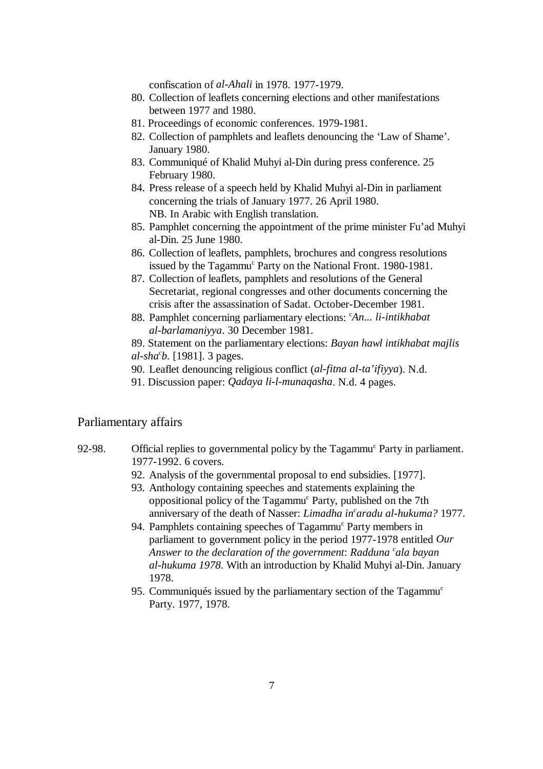confiscation of *al-Ahali* in 1978. 1977-1979.

80. Collection of leaflets concerning elections and other manifestations between 1977 and 1980.
81. Proceedings of economic conferences. 1979-1981.
82. Collection of pamphlets and leaflets denouncing the 'Law of Shame'. January 1980.
83. Communiqué of Khalid Muhyi al-Din during press conference. 25 February 1980.
84. Press release of a speech held by Khalid Muhyi al-Din in parliament concerning the trials of January 1977. 26 April 1980.
    NB. In Arabic with English translation.
85. Pamphlet concerning the appointment of the prime minister Fu'ad Muhyi al-Din. 25 June 1980.
86. Collection of leaflets, pamphlets, brochures and congress resolutions issued by the Tagammu[c] Party on the National Front. 1980-1981.
87. Collection of leaflets, pamphlets and resolutions of the General Secretariat, regional congresses and other documents concerning the crisis after the assassination of Sadat. October-December 1981.
88. Pamphlet concerning parliamentary elections: *[c]An... li-intikhabat al-barlamaniyya*. 30 December 1981.
89. Statement on the parliamentary elections: *Bayan hawl intikhabat majlis al-sha[c]b*. [1981]. 3 pages.
90. Leaflet denouncing religious conflict (*al-fitna al-ta'ifiyya*). N.d.
91. Discussion paper: *Qadaya li-l-munaqasha*. N.d. 4 pages.

## Parliamentary affairs

92-98. Official replies to governmental policy by the Tagammu[c] Party in parliament. 1977-1992. 6 covers.

92. Analysis of the governmental proposal to end subsidies. [1977].
93. Anthology containing speeches and statements explaining the oppositional policy of the Tagammu[c] Party, published on the 7th anniversary of the death of Nasser: *Limadha in[c]aradu al-hukuma?* 1977.
94. Pamphlets containing speeches of Tagammu[c] Party members in parliament to government policy in the period 1977-1978 entitled *Our Answer to the declaration of the government*: *Radduna [c]ala bayan al-hukuma 1978*. With an introduction by Khalid Muhyi al-Din. January 1978.
95. Communiqués issued by the parliamentary section of the Tagammu[c] Party. 1977, 1978.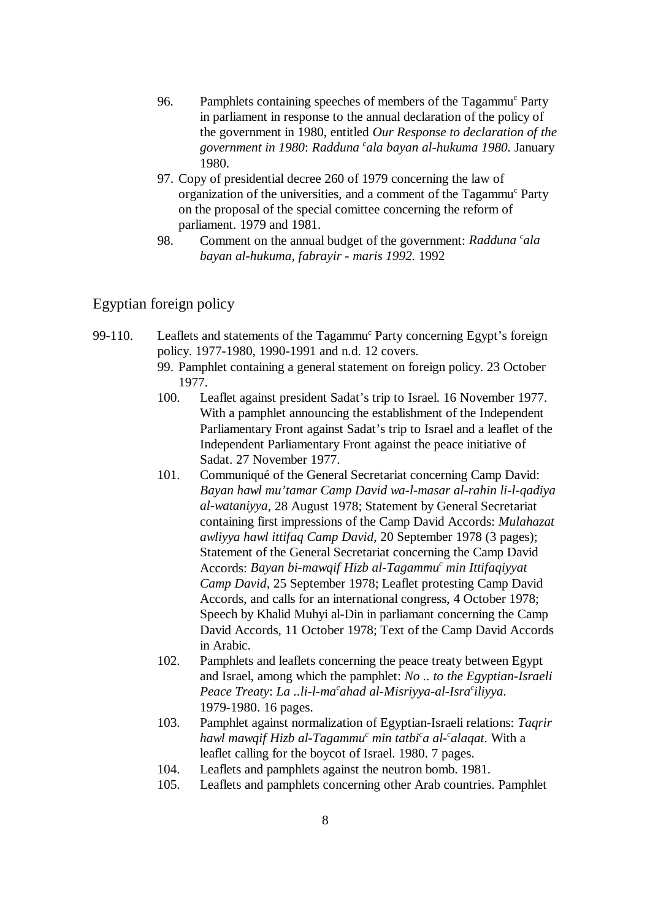96. Pamphlets containing speeches of members of the Tagammu^c^ Party in parliament in response to the annual declaration of the policy of the government in 1980, entitled *Our Response to declaration of the government in 1980*: *Radduna ^c^ala bayan al-hukuma 1980*. January 1980.
97. Copy of presidential decree 260 of 1979 concerning the law of organization of the universities, and a comment of the Tagammu^c^ Party on the proposal of the special comittee concerning the reform of parliament. 1979 and 1981.
98. Comment on the annual budget of the government: *Radduna ^c^ala bayan al-hukuma, fabrayir - maris 1992*. 1992

## Egyptian foreign policy

99-110. Leaflets and statements of the Tagammu^c^ Party concerning Egypt's foreign policy. 1977-1980, 1990-1991 and n.d. 12 covers.

99. Pamphlet containing a general statement on foreign policy. 23 October 1977.
100. Leaflet against president Sadat's trip to Israel. 16 November 1977. With a pamphlet announcing the establishment of the Independent Parliamentary Front against Sadat's trip to Israel and a leaflet of the Independent Parliamentary Front against the peace initiative of Sadat. 27 November 1977.
101. Communiqué of the General Secretariat concerning Camp David: *Bayan hawl mu'tamar Camp David wa-l-masar al-rahin li-l-qadiya al-wataniyya*, 28 August 1978; Statement by General Secretariat containing first impressions of the Camp David Accords: *Mulahazat awliyya hawl ittifaq Camp David*, 20 September 1978 (3 pages); Statement of the General Secretariat concerning the Camp David Accords: *Bayan bi-mawqif Hizb al-Tagammu^c^ min Ittifaqiyyat Camp David*, 25 September 1978; Leaflet protesting Camp David Accords, and calls for an international congress, 4 October 1978; Speech by Khalid Muhyi al-Din in parliamant concerning the Camp David Accords, 11 October 1978; Text of the Camp David Accords in Arabic.
102. Pamphlets and leaflets concerning the peace treaty between Egypt and Israel, among which the pamphlet: *No .. to the Egyptian-Israeli Peace Treaty*: *La ..li-l-ma^c^ahad al-Misriyya-al-Isra^c^iliyya*. 1979-1980. 16 pages.
103. Pamphlet against normalization of Egyptian-Israeli relations: *Taqrir hawl mawqif Hizb al-Tagammu^c^ min tatbi^c^a al-^c^alaqat*. With a leaflet calling for the boycot of Israel. 1980. 7 pages.
104. Leaflets and pamphlets against the neutron bomb. 1981.
105. Leaflets and pamphlets concerning other Arab countries. Pamphlet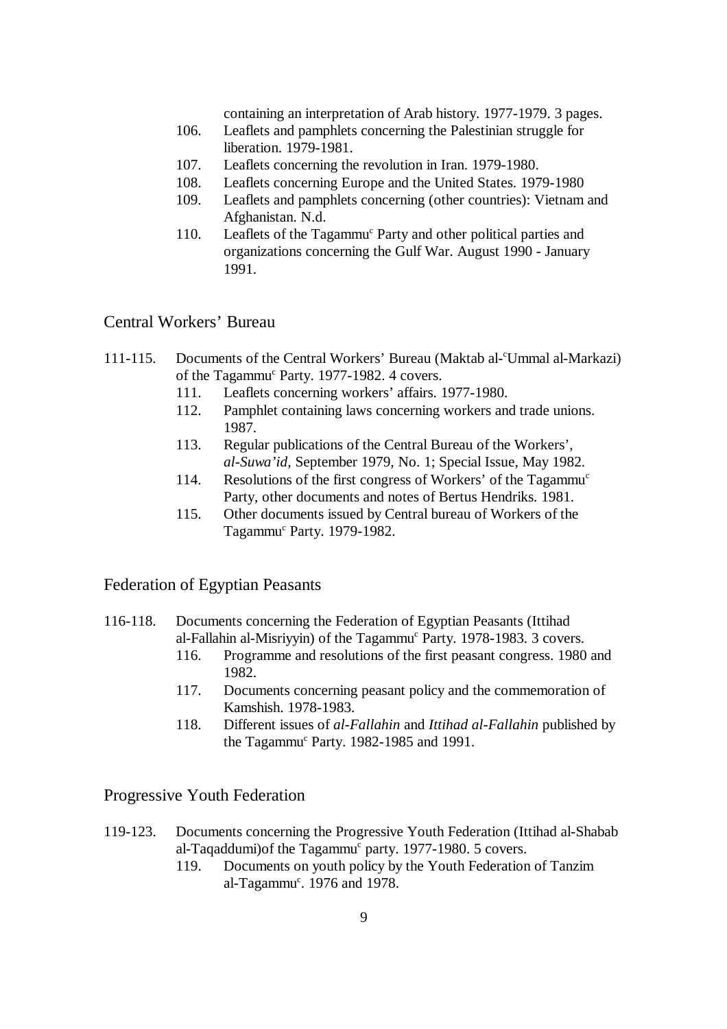containing an interpretation of Arab history. 1977-1979. 3 pages.

106. Leaflets and pamphlets concerning the Palestinian struggle for liberation. 1979-1981.

107. Leaflets concerning the revolution in Iran. 1979-1980.

108. Leaflets concerning Europe and the United States. 1979-1980

109. Leaflets and pamphlets concerning (other countries): Vietnam and Afghanistan. N.d.

110. Leaflets of the Tagammu[c] Party and other political parties and organizations concerning the Gulf War. August 1990 - January 1991.

## Central Workers' Bureau

111-115. Documents of the Central Workers' Bureau (Maktab al-[c]Ummal al-Markazi) of the Tagammu[c] Party. 1977-1982. 4 covers.

- 111. Leaflets concerning workers' affairs. 1977-1980.
- 112. Pamphlet containing laws concerning workers and trade unions. 1987.
- 113. Regular publications of the Central Bureau of the Workers', *al-Suwa'id,* September 1979, No. 1; Special Issue, May 1982.
- 114. Resolutions of the first congress of Workers' of the Tagammu[c] Party, other documents and notes of Bertus Hendriks. 1981.
- 115. Other documents issued by Central bureau of Workers of the Tagammu[c] Party. 1979-1982.

## Federation of Egyptian Peasants

116-118. Documents concerning the Federation of Egyptian Peasants (Ittihad al-Fallahin al-Misriyyin) of the Tagammu[c] Party. 1978-1983. 3 covers.

- 116. Programme and resolutions of the first peasant congress. 1980 and 1982.
- 117. Documents concerning peasant policy and the commemoration of Kamshish. 1978-1983.
- 118. Different issues of *al-Fallahin* and *Ittihad al-Fallahin* published by the Tagammu[c] Party. 1982-1985 and 1991.

## Progressive Youth Federation

119-123. Documents concerning the Progressive Youth Federation (Ittihad al-Shabab al-Taqaddumi)of the Tagammu[c] party. 1977-1980. 5 covers.

- 119. Documents on youth policy by the Youth Federation of Tanzim al-Tagammu[c]. 1976 and 1978.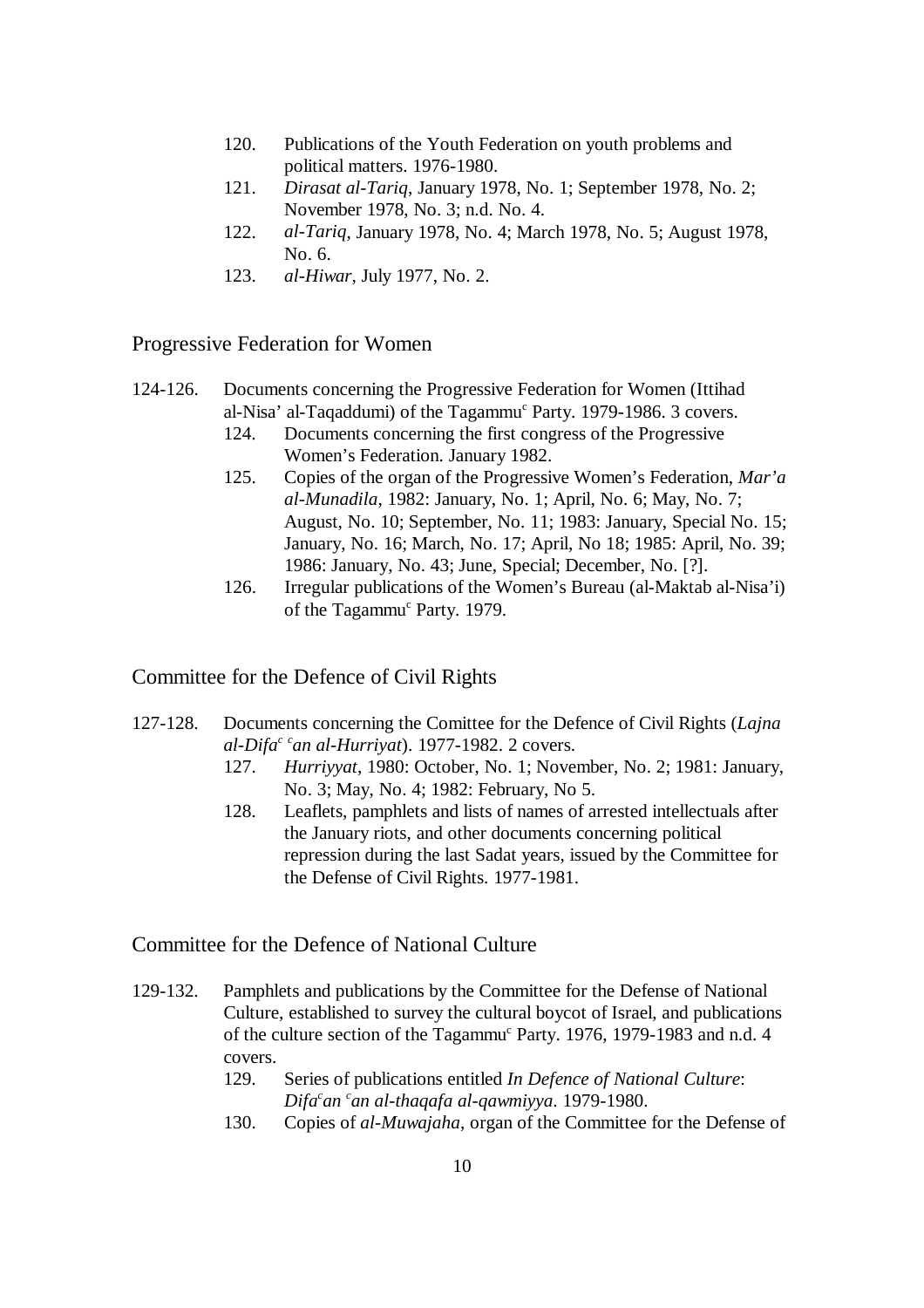120. Publications of the Youth Federation on youth problems and political matters. 1976-1980.
121. *Dirasat al-Tariq*, January 1978, No. 1; September 1978, No. 2; November 1978, No. 3; n.d. No. 4.
122. *al-Tariq*, January 1978, No. 4; March 1978, No. 5; August 1978, No. 6.
123. *al-Hiwar*, July 1977, No. 2.

## Progressive Federation for Women

124-126. Documents concerning the Progressive Federation for Women (Ittihad al-Nisa' al-Taqaddumi) of the Tagammu[c] Party. 1979-1986. 3 covers.

- 124. Documents concerning the first congress of the Progressive Women's Federation. January 1982.
- 125. Copies of the organ of the Progressive Women's Federation, *Mar'a al-Munadila*, 1982: January, No. 1; April, No. 6; May, No. 7; August, No. 10; September, No. 11; 1983: January, Special No. 15; January, No. 16; March, No. 17; April, No 18; 1985: April, No. 39; 1986: January, No. 43; June, Special; December, No. [?].
- 126. Irregular publications of the Women's Bureau (al-Maktab al-Nisa'i) of the Tagammu[c] Party. 1979.

## Committee for the Defence of Civil Rights

127-128. Documents concerning the Comittee for the Defence of Civil Rights (*Lajna al-Difa[c] [c]an al-Hurriyat*). 1977-1982. 2 covers.

- 127. *Hurriyyat*, 1980: October, No. 1; November, No. 2; 1981: January, No. 3; May, No. 4; 1982: February, No 5.
- 128. Leaflets, pamphlets and lists of names of arrested intellectuals after the January riots, and other documents concerning political repression during the last Sadat years, issued by the Committee for the Defense of Civil Rights. 1977-1981.

## Committee for the Defence of National Culture

129-132. Pamphlets and publications by the Committee for the Defense of National Culture, established to survey the cultural boycot of Israel, and publications of the culture section of the Tagammu[c] Party. 1976, 1979-1983 and n.d. 4 covers.

- 129. Series of publications entitled *In Defence of National Culture*: *Difa[c]an [c]an al-thaqafa al-qawmiyya*. 1979-1980.
- 130. Copies of *al-Muwajaha*, organ of the Committee for the Defense of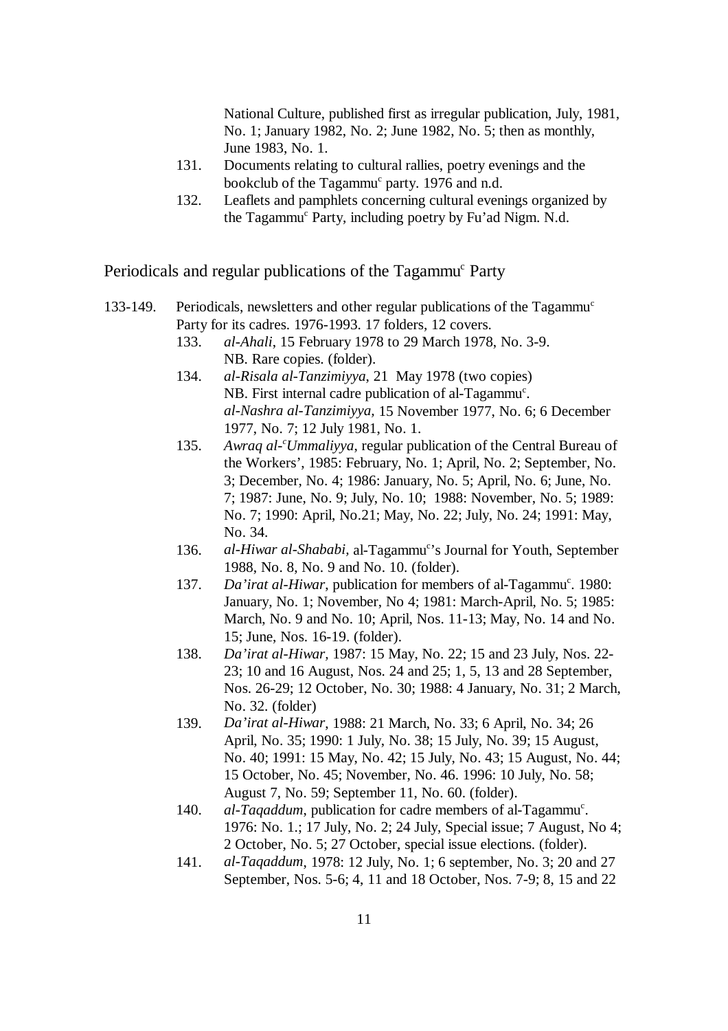National Culture, published first as irregular publication, July, 1981, No. 1; January 1982, No. 2; June 1982, No. 5; then as monthly, June 1983, No. 1.

131. Documents relating to cultural rallies, poetry evenings and the bookclub of the Tagammu[c] party. 1976 and n.d.

132. Leaflets and pamphlets concerning cultural evenings organized by the Tagammu[c] Party, including poetry by Fu'ad Nigm. N.d.

## Periodicals and regular publications of the Tagammu[c] Party

133-149. Periodicals, newsletters and other regular publications of the Tagammu[c] Party for its cadres. 1976-1993. 17 folders, 12 covers.

133. *al-Ahali*, 15 February 1978 to 29 March 1978, No. 3-9. NB. Rare copies. (folder).

134. *al-Risala al-Tanzimiyya*, 21 May 1978 (two copies) NB. First internal cadre publication of al-Tagammu[c]. *al-Nashra al-Tanzimiyya*, 15 November 1977, No. 6; 6 December 1977, No. 7; 12 July 1981, No. 1.

135. *Awraq al-[c]Ummaliyya*, regular publication of the Central Bureau of the Workers', 1985: February, No. 1; April, No. 2; September, No. 3; December, No. 4; 1986: January, No. 5; April, No. 6; June, No. 7; 1987: June, No. 9; July, No. 10; 1988: November, No. 5; 1989: No. 7; 1990: April, No.21; May, No. 22; July, No. 24; 1991: May, No. 34.

136. *al-Hiwar al-Shababi*, al-Tagammu[c]'s Journal for Youth, September 1988, No. 8, No. 9 and No. 10. (folder).

137. *Da'irat al-Hiwar*, publication for members of al-Tagammu[c]. 1980: January, No. 1; November, No 4; 1981: March-April, No. 5; 1985: March, No. 9 and No. 10; April, Nos. 11-13; May, No. 14 and No. 15; June, Nos. 16-19. (folder).

138. *Da'irat al-Hiwar*, 1987: 15 May, No. 22; 15 and 23 July, Nos. 22-23; 10 and 16 August, Nos. 24 and 25; 1, 5, 13 and 28 September, Nos. 26-29; 12 October, No. 30; 1988: 4 January, No. 31; 2 March, No. 32. (folder)

139. *Da'irat al-Hiwar*, 1988: 21 March, No. 33; 6 April, No. 34; 26 April, No. 35; 1990: 1 July, No. 38; 15 July, No. 39; 15 August, No. 40; 1991: 15 May, No. 42; 15 July, No. 43; 15 August, No. 44; 15 October, No. 45; November, No. 46. 1996: 10 July, No. 58; August 7, No. 59; September 11, No. 60. (folder).

140. *al-Taqaddum*, publication for cadre members of al-Tagammu[c]. 1976: No. 1.; 17 July, No. 2; 24 July, Special issue; 7 August, No 4; 2 October, No. 5; 27 October, special issue elections. (folder).

141. *al-Taqaddum*, 1978: 12 July, No. 1; 6 september, No. 3; 20 and 27 September, Nos. 5-6; 4, 11 and 18 October, Nos. 7-9; 8, 15 and 22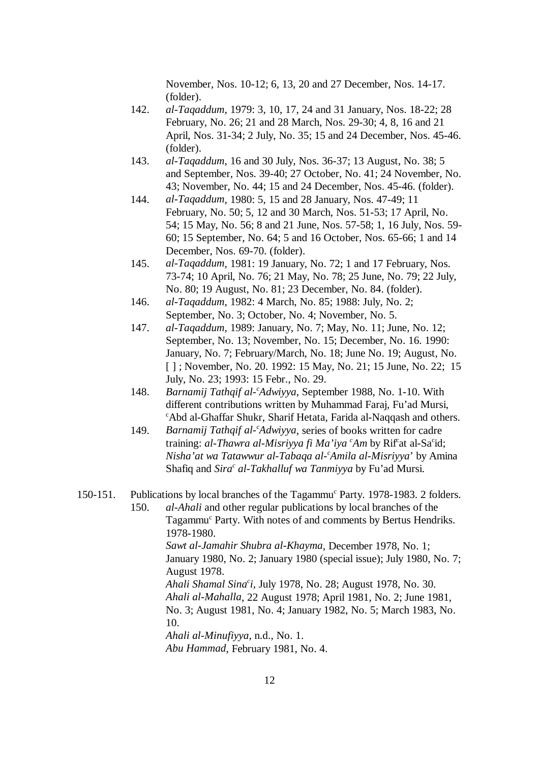November, Nos. 10-12; 6, 13, 20 and 27 December, Nos. 14-17. (folder).

142. *al-Taqaddum*, 1979: 3, 10, 17, 24 and 31 January, Nos. 18-22; 28 February, No. 26; 21 and 28 March, Nos. 29-30; 4, 8, 16 and 21 April, Nos. 31-34; 2 July, No. 35; 15 and 24 December, Nos. 45-46. (folder).

143. *al-Taqaddum*, 16 and 30 July, Nos. 36-37; 13 August, No. 38; 5 and September, Nos. 39-40; 27 October, No. 41; 24 November, No. 43; November, No. 44; 15 and 24 December, Nos. 45-46. (folder).

144. *al-Taqaddum*, 1980: 5, 15 and 28 January, Nos. 47-49; 11 February, No. 50; 5, 12 and 30 March, Nos. 51-53; 17 April, No. 54; 15 May, No. 56; 8 and 21 June, Nos. 57-58; 1, 16 July, Nos. 59-60; 15 September, No. 64; 5 and 16 October, Nos. 65-66; 1 and 14 December, Nos. 69-70. (folder).

145. *al-Taqaddum*, 1981: 19 January, No. 72; 1 and 17 February, Nos. 73-74; 10 April, No. 76; 21 May, No. 78; 25 June, No. 79; 22 July, No. 80; 19 August, No. 81; 23 December, No. 84. (folder).

146. *al-Taqaddum*, 1982: 4 March, No. 85; 1988: July, No. 2; September, No. 3; October, No. 4; November, No. 5.

147. *al-Taqaddum*, 1989: January, No. 7; May, No. 11; June, No. 12; September, No. 13; November, No. 15; December, No. 16. 1990: January, No. 7; February/March, No. 18; June No. 19; August, No. [ ] ; November, No. 20. 1992: 15 May, No. 21; 15 June, No. 22; 15 July, No. 23; 1993: 15 Febr., No. 29.

148. *Barnamij Tathqif al-ᶜAdwiyya*, September 1988, No. 1-10. With different contributions written by Muhammad Faraj, Fu'ad Mursi, ᶜAbd al-Ghaffar Shukr, Sharif Hetata, Farida al-Naqqash and others.

149. *Barnamij Tathqif al-ᶜAdwiyya*, series of books written for cadre training: *al-Thawra al-Misriyya fi Ma'iya ᶜAm* by Rifᶜat al-Saᶜid; *Nisha'at wa Tatawwur al-Tabaqa al-ᶜAmila al-Misriyya*' by Amina Shafiq and *Siraᶜ al-Takhalluf wa Tanmiyya* by Fu'ad Mursi.

150-151. Publications by local branches of the Tagammuᶜ Party. 1978-1983. 2 folders.

150. *al-Ahali* and other regular publications by local branches of the Tagammuᶜ Party. With notes of and comments by Bertus Hendriks. 1978-1980.
*Sawt al-Jamahir Shubra al-Khayma*, December 1978, No. 1; January 1980, No. 2; January 1980 (special issue); July 1980, No. 7; August 1978.
*Ahali Shamal Sinaᶜi*, July 1978, No. 28; August 1978, No. 30.
*Ahali al-Mahalla*, 22 August 1978; April 1981, No. 2; June 1981, No. 3; August 1981, No. 4; January 1982, No. 5; March 1983, No. 10.
*Ahali al-Minufiyya*, n.d., No. 1.
*Abu Hammad*, February 1981, No. 4.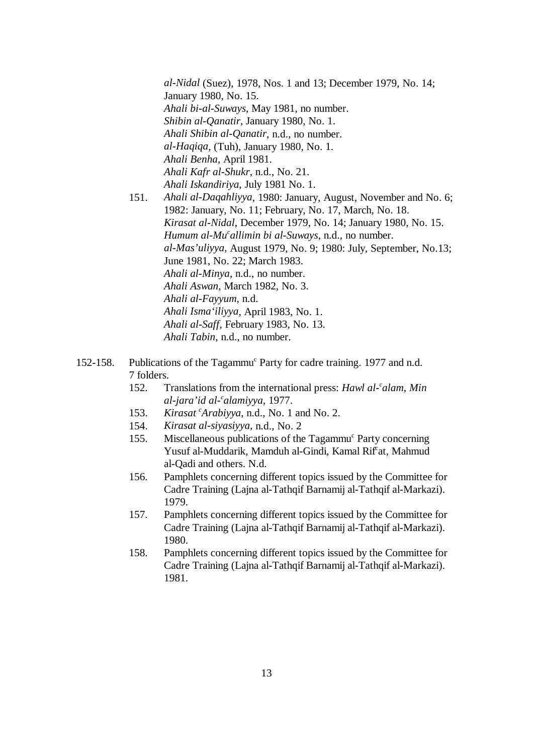*al-Nidal* (Suez), 1978, Nos. 1 and 13; December 1979, No. 14; January 1980, No. 15.
*Ahali bi-al-Suways*, May 1981, no number.
*Shibin al-Qanatir*, January 1980, No. 1.
*Ahali Shibin al-Qanatir*, n.d., no number.
*al-Haqiqa*, (Tuh), January 1980, No. 1.
*Ahali Benha*, April 1981.
*Ahali Kafr al-Shukr*, n.d., No. 21.
*Ahali Iskandiriya*, July 1981 No. 1.

151. *Ahali al-Daqahliyya*, 1980: January, August, November and No. 6; 1982: January, No. 11; February, No. 17, March, No. 18.
*Kirasat al-Nidal*, December 1979, No. 14; January 1980, No. 15.
*Humum al-Mu^c^allimin bi al-Suways*, n.d., no number.
*al-Mas'uliyya*, August 1979, No. 9; 1980: July, September, No.13; June 1981, No. 22; March 1983.
*Ahali al-Minya*, n.d., no number.
*Ahali Aswan*, March 1982, No. 3.
*Ahali al-Fayyum*, n.d.
*Ahali Isma'iliyya*, April 1983, No. 1.
*Ahali al-Saff*, February 1983, No. 13.
*Ahali Tabin*, n.d., no number.

152-158. Publications of the Tagammu^c^ Party for cadre training. 1977 and n.d. 7 folders.

152. Translations from the international press: *Hawl al-^c^alam*, *Min al-jara'id al-^c^alamiyya*, 1977.
153. *Kirasat ^c^Arabiyya*, n.d., No. 1 and No. 2.
154. *Kirasat al-siyasiyya*, n.d., No. 2
155. Miscellaneous publications of the Tagammu^c^ Party concerning Yusuf al-Muddarik, Mamduh al-Gindi, Kamal Rif^c^at, Mahmud al-Qadi and others. N.d.
156. Pamphlets concerning different topics issued by the Committee for Cadre Training (Lajna al-Tathqif Barnamij al-Tathqif al-Markazi). 1979.
157. Pamphlets concerning different topics issued by the Committee for Cadre Training (Lajna al-Tathqif Barnamij al-Tathqif al-Markazi). 1980.
158. Pamphlets concerning different topics issued by the Committee for Cadre Training (Lajna al-Tathqif Barnamij al-Tathqif al-Markazi). 1981.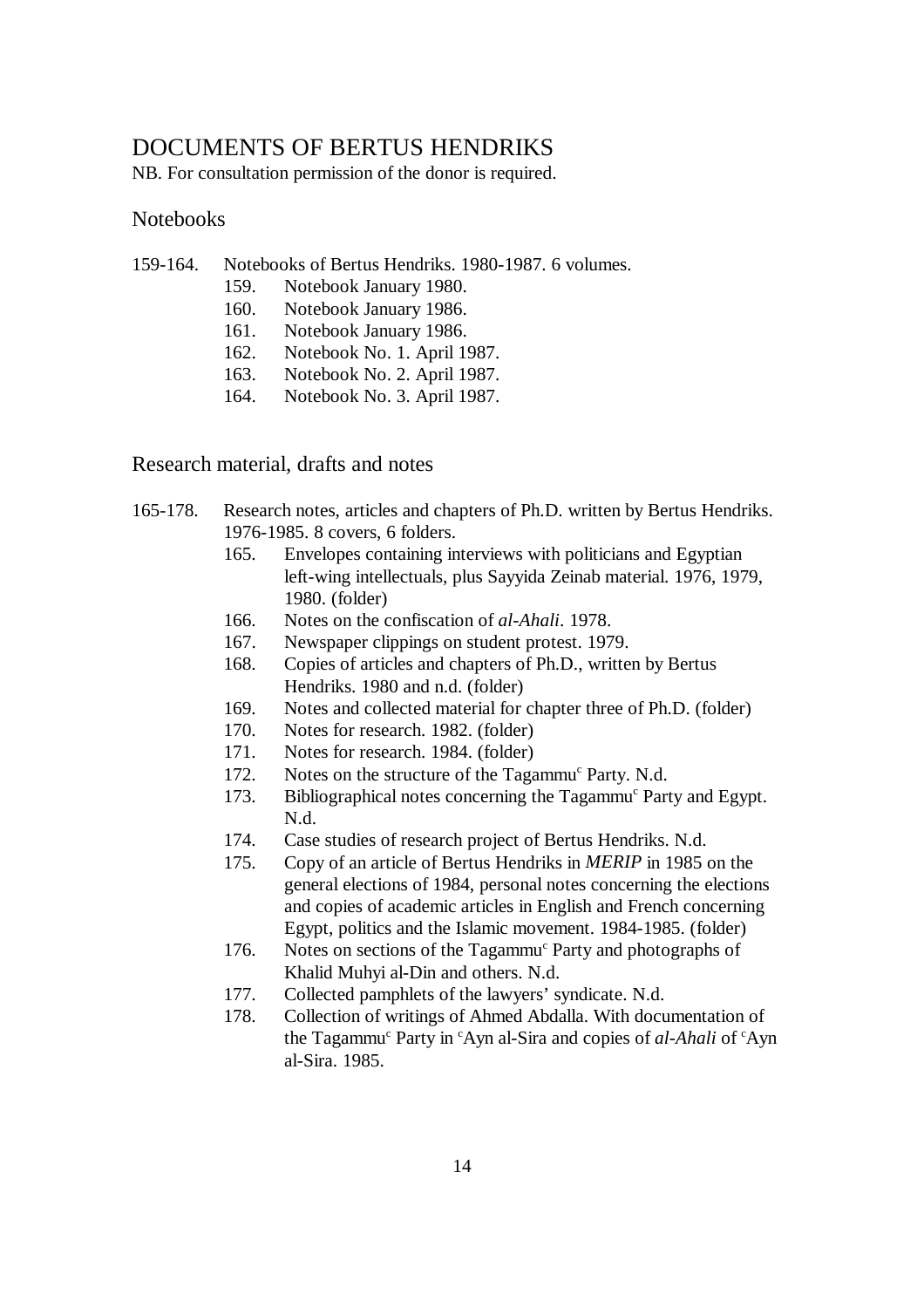# DOCUMENTS OF BERTUS HENDRIKS

NB. For consultation permission of the donor is required.

## Notebooks

159-164. Notebooks of Bertus Hendriks. 1980-1987. 6 volumes.

- 159. Notebook January 1980.
- 160. Notebook January 1986.
- 161. Notebook January 1986.
- 162. Notebook No. 1. April 1987.
- 163. Notebook No. 2. April 1987.
- 164. Notebook No. 3. April 1987.

## Research material, drafts and notes

165-178. Research notes, articles and chapters of Ph.D. written by Bertus Hendriks. 1976-1985. 8 covers, 6 folders.

- 165. Envelopes containing interviews with politicians and Egyptian left-wing intellectuals, plus Sayyida Zeinab material. 1976, 1979, 1980. (folder)
- 166. Notes on the confiscation of *al-Ahali*. 1978.
- 167. Newspaper clippings on student protest. 1979.
- 168. Copies of articles and chapters of Ph.D., written by Bertus Hendriks. 1980 and n.d. (folder)
- 169. Notes and collected material for chapter three of Ph.D. (folder)
- 170. Notes for research. 1982. (folder)
- 171. Notes for research. 1984. (folder)
- 172. Notes on the structure of the Tagammu[c] Party. N.d.
- 173. Bibliographical notes concerning the Tagammu[c] Party and Egypt. N.d.
- 174. Case studies of research project of Bertus Hendriks. N.d.
- 175. Copy of an article of Bertus Hendriks in *MERIP* in 1985 on the general elections of 1984, personal notes concerning the elections and copies of academic articles in English and French concerning Egypt, politics and the Islamic movement. 1984-1985. (folder)
- 176. Notes on sections of the Tagammu[c] Party and photographs of Khalid Muhyi al-Din and others. N.d.
- 177. Collected pamphlets of the lawyers' syndicate. N.d.
- 178. Collection of writings of Ahmed Abdalla. With documentation of the Tagammu[c] Party in [c]Ayn al-Sira and copies of *al-Ahali* of [c]Ayn al-Sira. 1985.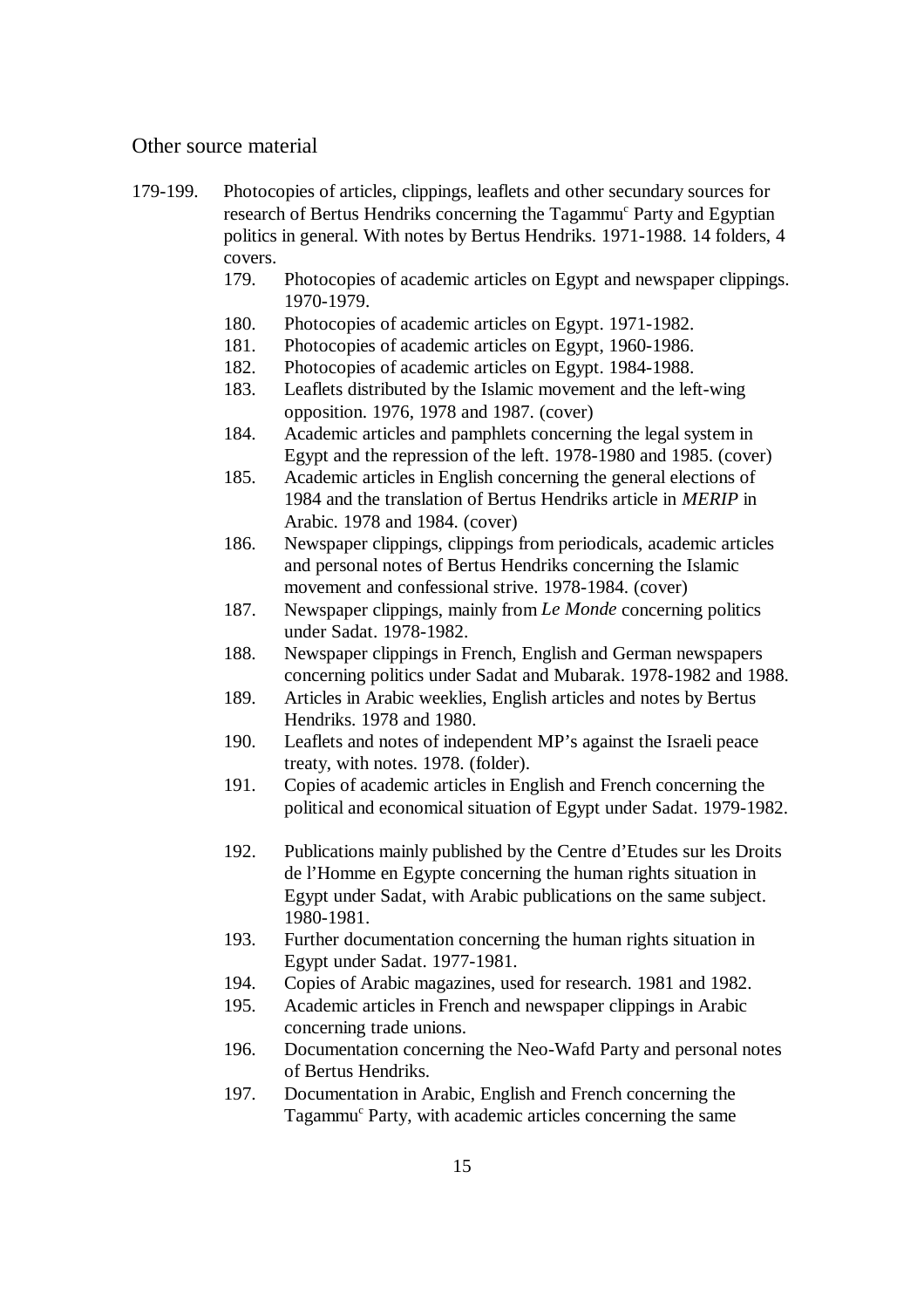## Other source material

179-199. Photocopies of articles, clippings, leaflets and other secundary sources for research of Bertus Hendriks concerning the Tagammu[c] Party and Egyptian politics in general. With notes by Bertus Hendriks. 1971-1988. 14 folders, 4 covers.

- 179. Photocopies of academic articles on Egypt and newspaper clippings. 1970-1979.
- 180. Photocopies of academic articles on Egypt. 1971-1982.
- 181. Photocopies of academic articles on Egypt, 1960-1986.
- 182. Photocopies of academic articles on Egypt. 1984-1988.
- 183. Leaflets distributed by the Islamic movement and the left-wing opposition. 1976, 1978 and 1987. (cover)
- 184. Academic articles and pamphlets concerning the legal system in Egypt and the repression of the left. 1978-1980 and 1985. (cover)
- 185. Academic articles in English concerning the general elections of 1984 and the translation of Bertus Hendriks article in *MERIP* in Arabic. 1978 and 1984. (cover)
- 186. Newspaper clippings, clippings from periodicals, academic articles and personal notes of Bertus Hendriks concerning the Islamic movement and confessional strive. 1978-1984. (cover)
- 187. Newspaper clippings, mainly from *Le Monde* concerning politics under Sadat. 1978-1982.
- 188. Newspaper clippings in French, English and German newspapers concerning politics under Sadat and Mubarak. 1978-1982 and 1988.
- 189. Articles in Arabic weeklies, English articles and notes by Bertus Hendriks. 1978 and 1980.
- 190. Leaflets and notes of independent MP's against the Israeli peace treaty, with notes. 1978. (folder).
- 191. Copies of academic articles in English and French concerning the political and economical situation of Egypt under Sadat. 1979-1982.
- 192. Publications mainly published by the Centre d'Etudes sur les Droits de l'Homme en Egypte concerning the human rights situation in Egypt under Sadat, with Arabic publications on the same subject. 1980-1981.
- 193. Further documentation concerning the human rights situation in Egypt under Sadat. 1977-1981.
- 194. Copies of Arabic magazines, used for research. 1981 and 1982.
- 195. Academic articles in French and newspaper clippings in Arabic concerning trade unions.
- 196. Documentation concerning the Neo-Wafd Party and personal notes of Bertus Hendriks.
- 197. Documentation in Arabic, English and French concerning the Tagammu[c] Party, with academic articles concerning the same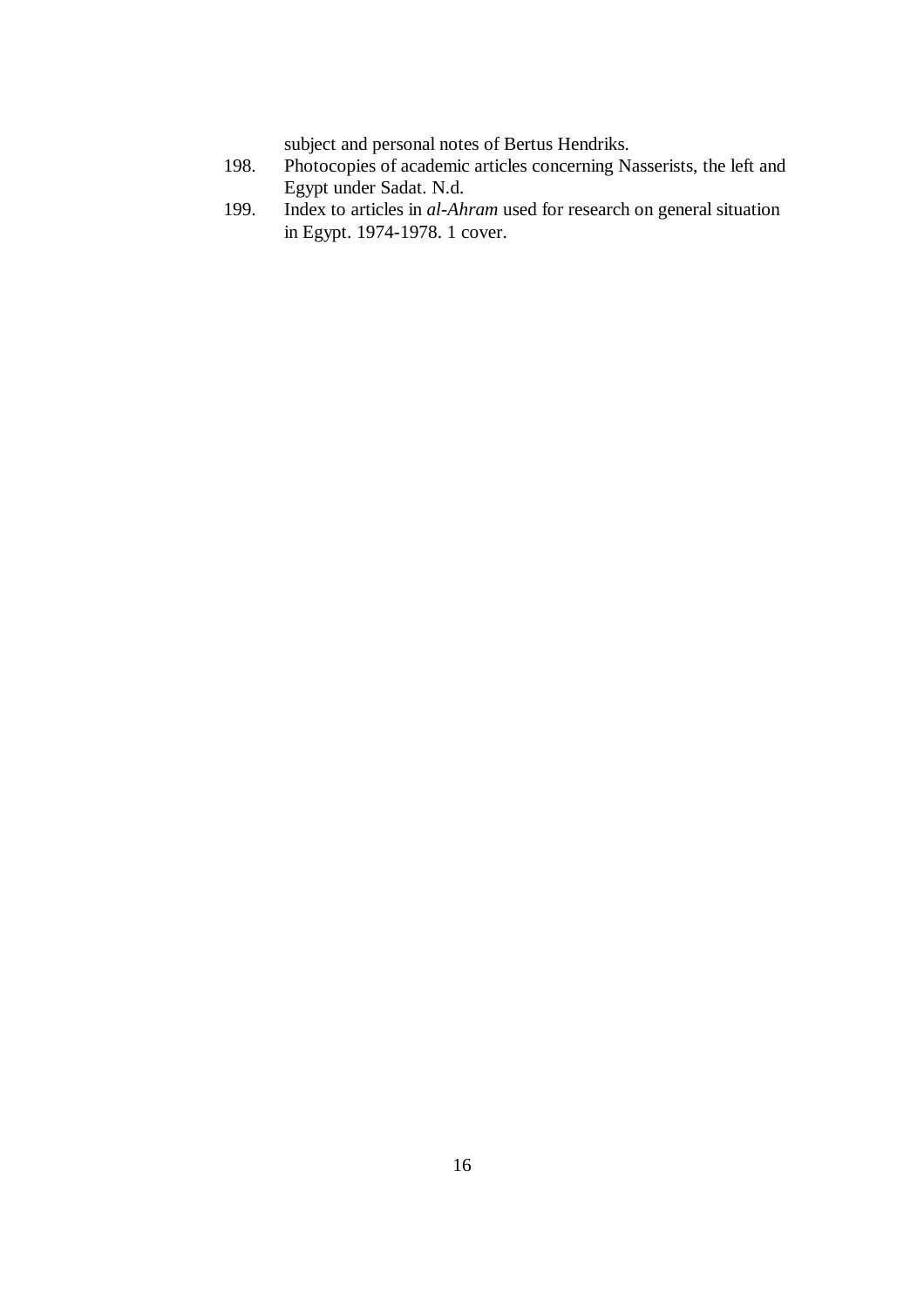subject and personal notes of Bertus Hendriks.

198. Photocopies of academic articles concerning Nasserists, the left and Egypt under Sadat. N.d.

199. Index to articles in *al-Ahram* used for research on general situation in Egypt. 1974-1978. 1 cover.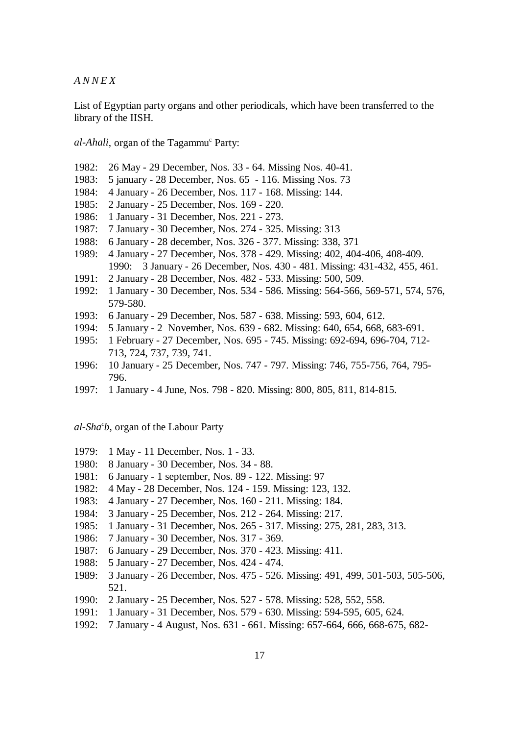*A N N E X*

List of Egyptian party organs and other periodicals, which have been transferred to the library of the IISH.

*al-Ahali*, organ of the Tagammu[c] Party:

1982: 26 May - 29 December, Nos. 33 - 64. Missing Nos. 40-41.
1983: 5 january - 28 December, Nos. 65 - 116. Missing Nos. 73
1984: 4 January - 26 December, Nos. 117 - 168. Missing: 144.
1985: 2 January - 25 December, Nos. 169 - 220.
1986: 1 January - 31 December, Nos. 221 - 273.
1987: 7 January - 30 December, Nos. 274 - 325. Missing: 313
1988: 6 January - 28 december, Nos. 326 - 377. Missing: 338, 371
1989: 4 January - 27 December, Nos. 378 - 429. Missing: 402, 404-406, 408-409.
1990: 3 January - 26 December, Nos. 430 - 481. Missing: 431-432, 455, 461.
1991: 2 January - 28 December, Nos. 482 - 533. Missing: 500, 509.
1992: 1 January - 30 December, Nos. 534 - 586. Missing: 564-566, 569-571, 574, 576, 579-580.
1993: 6 January - 29 December, Nos. 587 - 638. Missing: 593, 604, 612.
1994: 5 January - 2 November, Nos. 639 - 682. Missing: 640, 654, 668, 683-691.
1995: 1 February - 27 December, Nos. 695 - 745. Missing: 692-694, 696-704, 712-713, 724, 737, 739, 741.
1996: 10 January - 25 December, Nos. 747 - 797. Missing: 746, 755-756, 764, 795-796.
1997: 1 January - 4 June, Nos. 798 - 820. Missing: 800, 805, 811, 814-815.

*al-Sha[c]b*, organ of the Labour Party

1979: 1 May - 11 December, Nos. 1 - 33.
1980: 8 January - 30 December, Nos. 34 - 88.
1981: 6 January - 1 september, Nos. 89 - 122. Missing: 97
1982: 4 May - 28 December, Nos. 124 - 159. Missing: 123, 132.
1983: 4 January - 27 December, Nos. 160 - 211. Missing: 184.
1984: 3 January - 25 December, Nos. 212 - 264. Missing: 217.
1985: 1 January - 31 December, Nos. 265 - 317. Missing: 275, 281, 283, 313.
1986: 7 January - 30 December, Nos. 317 - 369.
1987: 6 January - 29 December, Nos. 370 - 423. Missing: 411.
1988: 5 January - 27 December, Nos. 424 - 474.
1989: 3 January - 26 December, Nos. 475 - 526. Missing: 491, 499, 501-503, 505-506, 521.
1990: 2 January - 25 December, Nos. 527 - 578. Missing: 528, 552, 558.
1991: 1 January - 31 December, Nos. 579 - 630. Missing: 594-595, 605, 624.
1992: 7 January - 4 August, Nos. 631 - 661. Missing: 657-664, 666, 668-675, 682-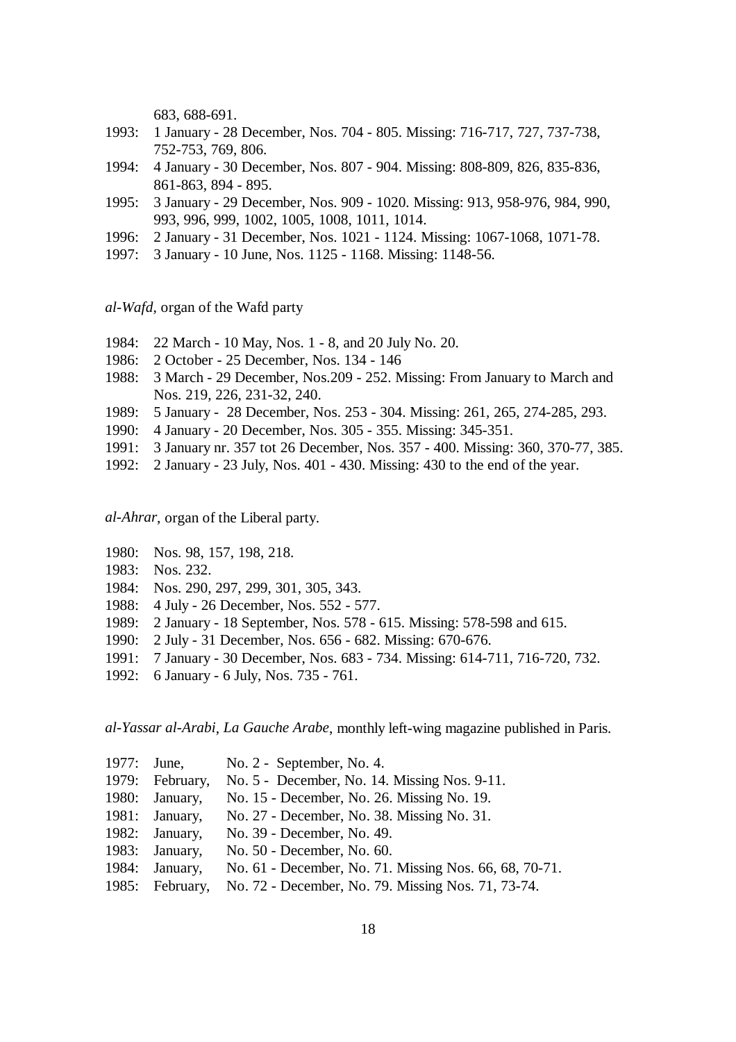683, 688-691.

1993: 1 January - 28 December, Nos. 704 - 805. Missing: 716-717, 727, 737-738, 752-753, 769, 806.

1994: 4 January - 30 December, Nos. 807 - 904. Missing: 808-809, 826, 835-836, 861-863, 894 - 895.

1995: 3 January - 29 December, Nos. 909 - 1020. Missing: 913, 958-976, 984, 990, 993, 996, 999, 1002, 1005, 1008, 1011, 1014.

1996: 2 January - 31 December, Nos. 1021 - 1124. Missing: 1067-1068, 1071-78.

1997: 3 January - 10 June, Nos. 1125 - 1168. Missing: 1148-56.

*al-Wafd*, organ of the Wafd party

1984: 22 March - 10 May, Nos. 1 - 8, and 20 July No. 20.

1986: 2 October - 25 December, Nos. 134 - 146

1988: 3 March - 29 December, Nos.209 - 252. Missing: From January to March and Nos. 219, 226, 231-32, 240.

1989: 5 January - 28 December, Nos. 253 - 304. Missing: 261, 265, 274-285, 293.

1990: 4 January - 20 December, Nos. 305 - 355. Missing: 345-351.

1991: 3 January nr. 357 tot 26 December, Nos. 357 - 400. Missing: 360, 370-77, 385.

1992: 2 January - 23 July, Nos. 401 - 430. Missing: 430 to the end of the year.

*al-Ahrar*, organ of the Liberal party.

1980: Nos. 98, 157, 198, 218.

1983: Nos. 232.

1984: Nos. 290, 297, 299, 301, 305, 343.

1988: 4 July - 26 December, Nos. 552 - 577.

1989: 2 January - 18 September, Nos. 578 - 615. Missing: 578-598 and 615.

1990: 2 July - 31 December, Nos. 656 - 682. Missing: 670-676.

1991: 7 January - 30 December, Nos. 683 - 734. Missing: 614-711, 716-720, 732.

1992: 6 January - 6 July, Nos. 735 - 761.

*al-Yassar al-Arabi*, *La Gauche Arabe*, monthly left-wing magazine published in Paris.

1977: June, No. 2 - September, No. 4.

1979: February, No. 5 - December, No. 14. Missing Nos. 9-11.

1980: January, No. 15 - December, No. 26. Missing No. 19.

1981: January, No. 27 - December, No. 38. Missing No. 31.

1982: January, No. 39 - December, No. 49.

1983: January, No. 50 - December, No. 60.

1984: January, No. 61 - December, No. 71. Missing Nos. 66, 68, 70-71.

1985: February, No. 72 - December, No. 79. Missing Nos. 71, 73-74.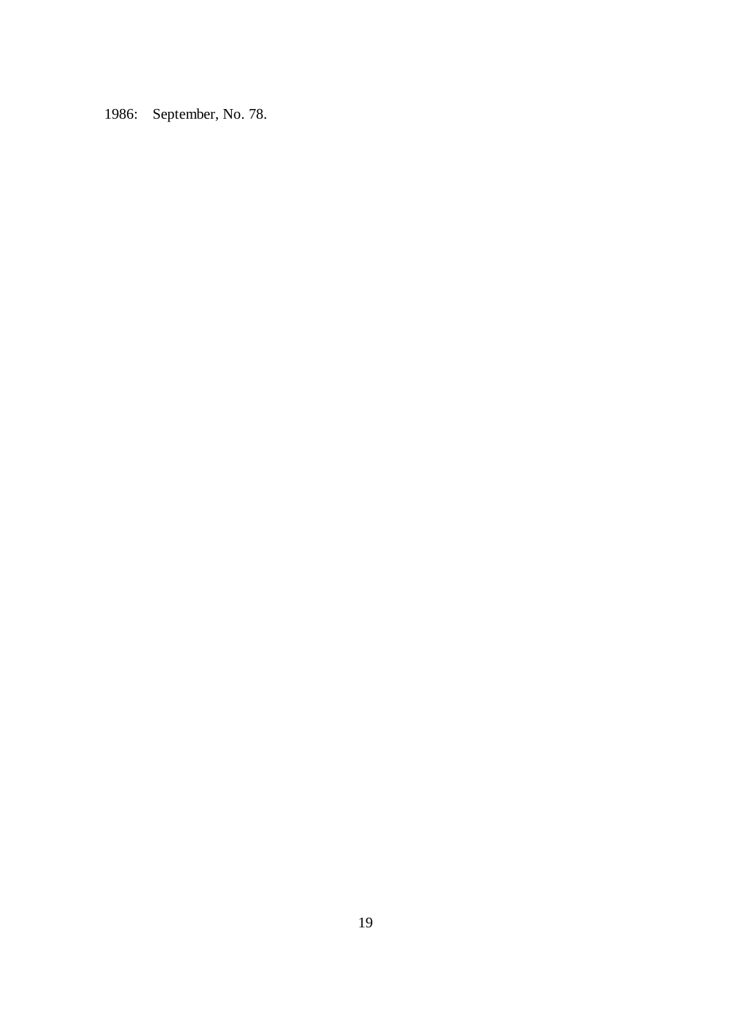1986: September, No. 78.